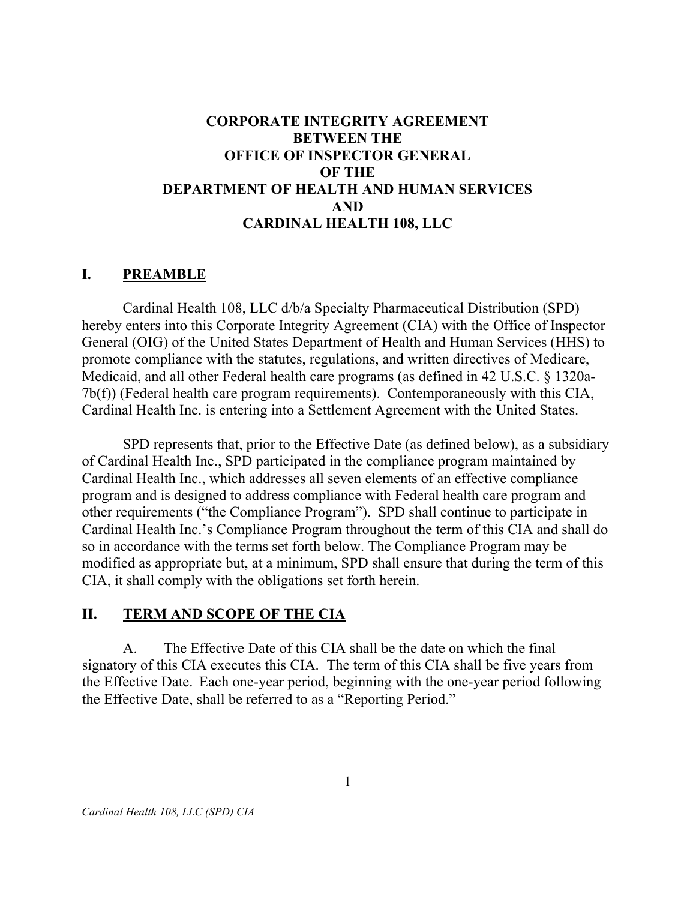# CORPORATE INTEGRITY AGREEMENT BETWEEN THE OFFICE OF INSPECTOR GENERAL OF THE DEPARTMENT OF HEALTH AND HUMAN SERVICES AND CARDINAL HEALTH 108, LLC

## I. PREAMBLE

Cardinal Health 108, LLC d/b/a Specialty Pharmaceutical Distribution (SPD) hereby enters into this Corporate Integrity Agreement (CIA) with the Office of Inspector General (OIG) of the United States Department of Health and Human Services (HHS) to promote compliance with the statutes, regulations, and written directives of Medicare, Medicaid, and all other Federal health care programs (as defined in 42 U.S.C. § 1320a-7b(f)) (Federal health care program requirements). Contemporaneously with this CIA, Cardinal Health Inc. is entering into a Settlement Agreement with the United States.

SPD represents that, prior to the Effective Date (as defined below), as a subsidiary of Cardinal Health Inc., SPD participated in the compliance program maintained by Cardinal Health Inc., which addresses all seven elements of an effective compliance program and is designed to address compliance with Federal health care program and other requirements ("the Compliance Program"). SPD shall continue to participate in Cardinal Health Inc.'s Compliance Program throughout the term of this CIA and shall do so in accordance with the terms set forth below. The Compliance Program may be modified as appropriate but, at a minimum, SPD shall ensure that during the term of this CIA, it shall comply with the obligations set forth herein.

## II. TERM AND SCOPE OF THE CIA

A. The Effective Date of this CIA shall be the date on which the final signatory of this CIA executes this CIA. The term of this CIA shall be five years from the Effective Date. Each one-year period, beginning with the one-year period following the Effective Date, shall be referred to as a "Reporting Period."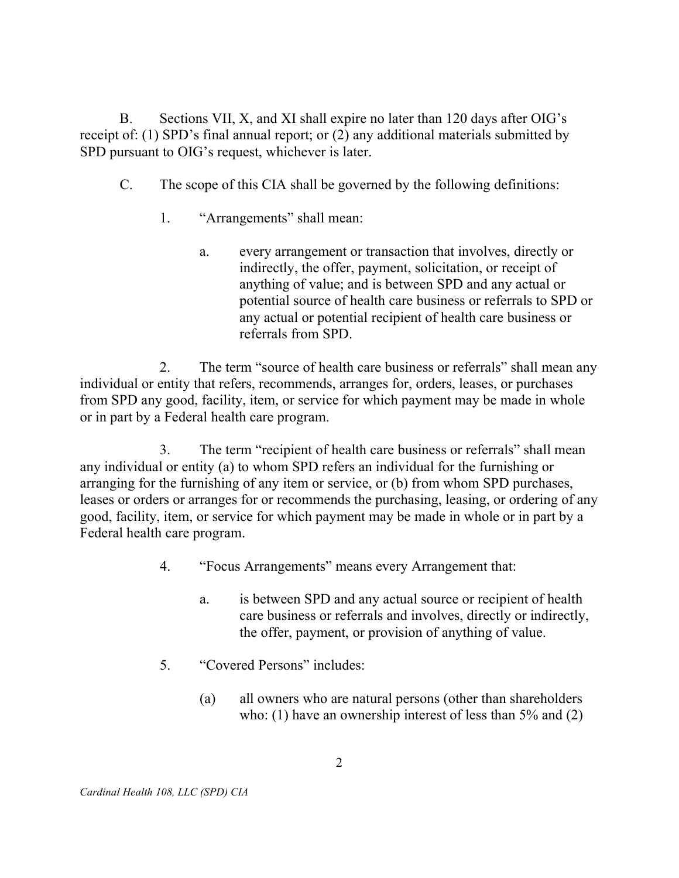B. Sections VII, X, and XI shall expire no later than 120 days after OIG's receipt of: (1) SPD's final annual report; or (2) any additional materials submitted by SPD pursuant to OIG's request, whichever is later.

C. The scope of this CIA shall be governed by the following definitions:

1. "Arrangements" shall mean:

   a. every arrangement or transaction that involves, directly or indirectly, the offer, payment, solicitation, or receipt of anything of value; and is between SPD and any actual or potential source of health care business or referrals to SPD or any actual or potential recipient of health care business or referrals from SPD.

2. The term "source of health care business or referrals" shall mean any individual or entity that refers, recommends, arranges for, orders, leases, or purchases from SPD any good, facility, item, or service for which payment may be made in whole or in part by a Federal health care program.

3. The term "recipient of health care business or referrals" shall mean any individual or entity (a) to whom SPD refers an individual for the furnishing or arranging for the furnishing of any item or service, or (b) from whom SPD purchases, leases or orders or arranges for or recommends the purchasing, leasing, or ordering of any good, facility, item, or service for which payment may be made in whole or in part by a Federal health care program.

4. "Focus Arrangements" means every Arrangement that:

   a. is between SPD and any actual source or recipient of health care business or referrals and involves, directly or indirectly, the offer, payment, or provision of anything of value.

5. "Covered Persons" includes:

   (a) all owners who are natural persons (other than shareholders who: (1) have an ownership interest of less than 5% and (2)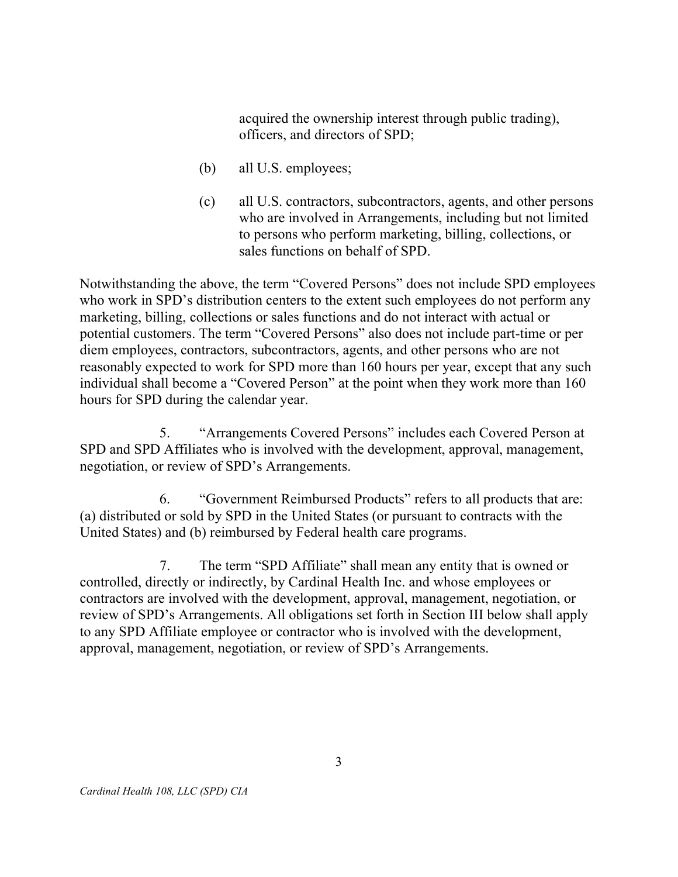acquired the ownership interest through public trading), officers, and directors of SPD;

(b) all U.S. employees;

(c) all U.S. contractors, subcontractors, agents, and other persons who are involved in Arrangements, including but not limited to persons who perform marketing, billing, collections, or sales functions on behalf of SPD.

Notwithstanding the above, the term "Covered Persons" does not include SPD employees who work in SPD's distribution centers to the extent such employees do not perform any marketing, billing, collections or sales functions and do not interact with actual or potential customers. The term "Covered Persons" also does not include part-time or per diem employees, contractors, subcontractors, agents, and other persons who are not reasonably expected to work for SPD more than 160 hours per year, except that any such individual shall become a "Covered Person" at the point when they work more than 160 hours for SPD during the calendar year.

5. "Arrangements Covered Persons" includes each Covered Person at SPD and SPD Affiliates who is involved with the development, approval, management, negotiation, or review of SPD's Arrangements.

6. "Government Reimbursed Products" refers to all products that are: (a) distributed or sold by SPD in the United States (or pursuant to contracts with the United States) and (b) reimbursed by Federal health care programs.

7. The term "SPD Affiliate" shall mean any entity that is owned or controlled, directly or indirectly, by Cardinal Health Inc. and whose employees or contractors are involved with the development, approval, management, negotiation, or review of SPD's Arrangements. All obligations set forth in Section III below shall apply to any SPD Affiliate employee or contractor who is involved with the development, approval, management, negotiation, or review of SPD's Arrangements.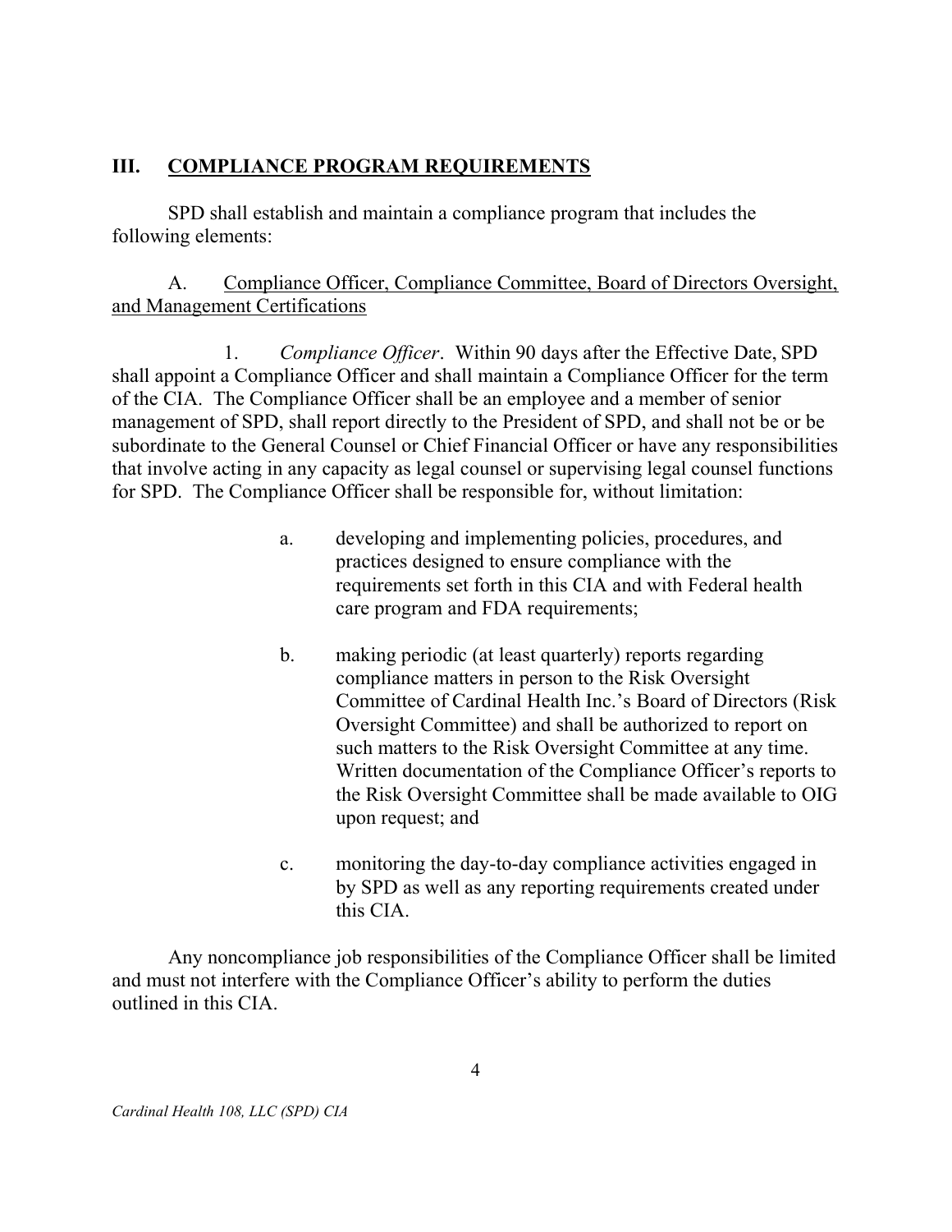## III. COMPLIANCE PROGRAM REQUIREMENTS

SPD shall establish and maintain a compliance program that includes the following elements:

### A. Compliance Officer, Compliance Committee, Board of Directors Oversight, and Management Certifications

1. *Compliance Officer*. Within 90 days after the Effective Date, SPD shall appoint a Compliance Officer and shall maintain a Compliance Officer for the term of the CIA. The Compliance Officer shall be an employee and a member of senior management of SPD, shall report directly to the President of SPD, and shall not be or be subordinate to the General Counsel or Chief Financial Officer or have any responsibilities that involve acting in any capacity as legal counsel or supervising legal counsel functions for SPD. The Compliance Officer shall be responsible for, without limitation:

   a. developing and implementing policies, procedures, and practices designed to ensure compliance with the requirements set forth in this CIA and with Federal health care program and FDA requirements;

   b. making periodic (at least quarterly) reports regarding compliance matters in person to the Risk Oversight Committee of Cardinal Health Inc.'s Board of Directors (Risk Oversight Committee) and shall be authorized to report on such matters to the Risk Oversight Committee at any time. Written documentation of the Compliance Officer's reports to the Risk Oversight Committee shall be made available to OIG upon request; and

   c. monitoring the day-to-day compliance activities engaged in by SPD as well as any reporting requirements created under this CIA.

Any noncompliance job responsibilities of the Compliance Officer shall be limited and must not interfere with the Compliance Officer's ability to perform the duties outlined in this CIA.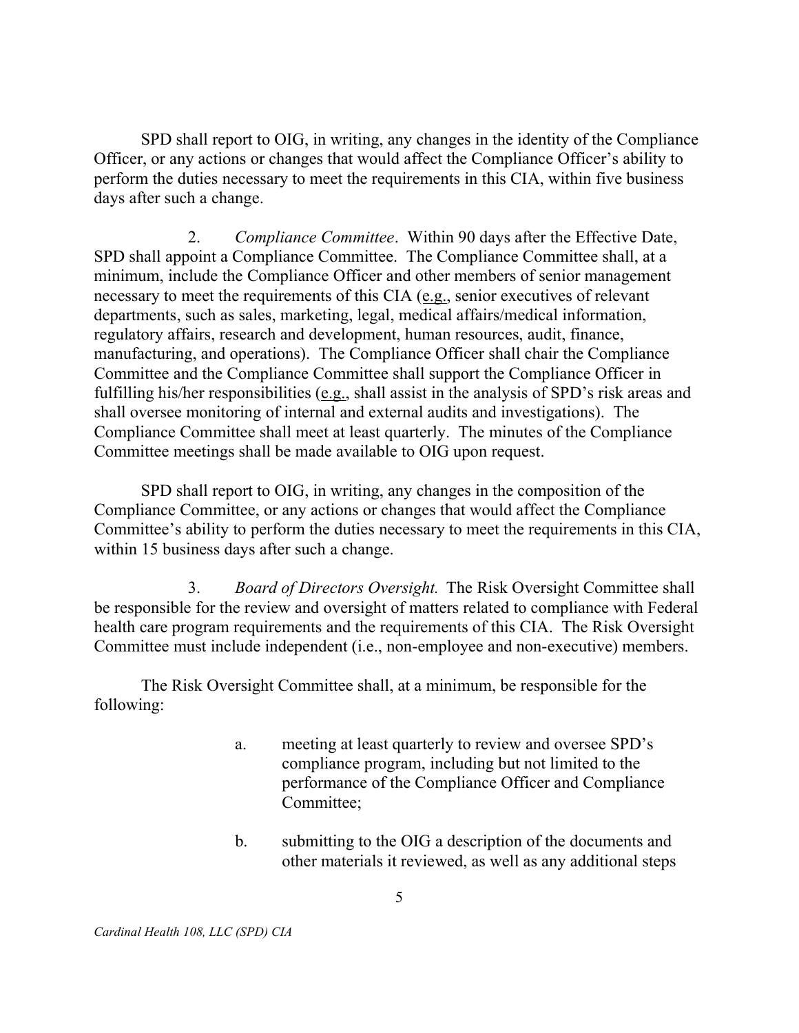SPD shall report to OIG, in writing, any changes in the identity of the Compliance Officer, or any actions or changes that would affect the Compliance Officer's ability to perform the duties necessary to meet the requirements in this CIA, within five business days after such a change.

2. *Compliance Committee*. Within 90 days after the Effective Date, SPD shall appoint a Compliance Committee. The Compliance Committee shall, at a minimum, include the Compliance Officer and other members of senior management necessary to meet the requirements of this CIA (e.g., senior executives of relevant departments, such as sales, marketing, legal, medical affairs/medical information, regulatory affairs, research and development, human resources, audit, finance, manufacturing, and operations). The Compliance Officer shall chair the Compliance Committee and the Compliance Committee shall support the Compliance Officer in fulfilling his/her responsibilities (e.g., shall assist in the analysis of SPD's risk areas and shall oversee monitoring of internal and external audits and investigations). The Compliance Committee shall meet at least quarterly. The minutes of the Compliance Committee meetings shall be made available to OIG upon request.

SPD shall report to OIG, in writing, any changes in the composition of the Compliance Committee, or any actions or changes that would affect the Compliance Committee's ability to perform the duties necessary to meet the requirements in this CIA, within 15 business days after such a change.

3. *Board of Directors Oversight.* The Risk Oversight Committee shall be responsible for the review and oversight of matters related to compliance with Federal health care program requirements and the requirements of this CIA. The Risk Oversight Committee must include independent (i.e., non-employee and non-executive) members.

The Risk Oversight Committee shall, at a minimum, be responsible for the following:

a. meeting at least quarterly to review and oversee SPD's compliance program, including but not limited to the performance of the Compliance Officer and Compliance Committee;

b. submitting to the OIG a description of the documents and other materials it reviewed, as well as any additional steps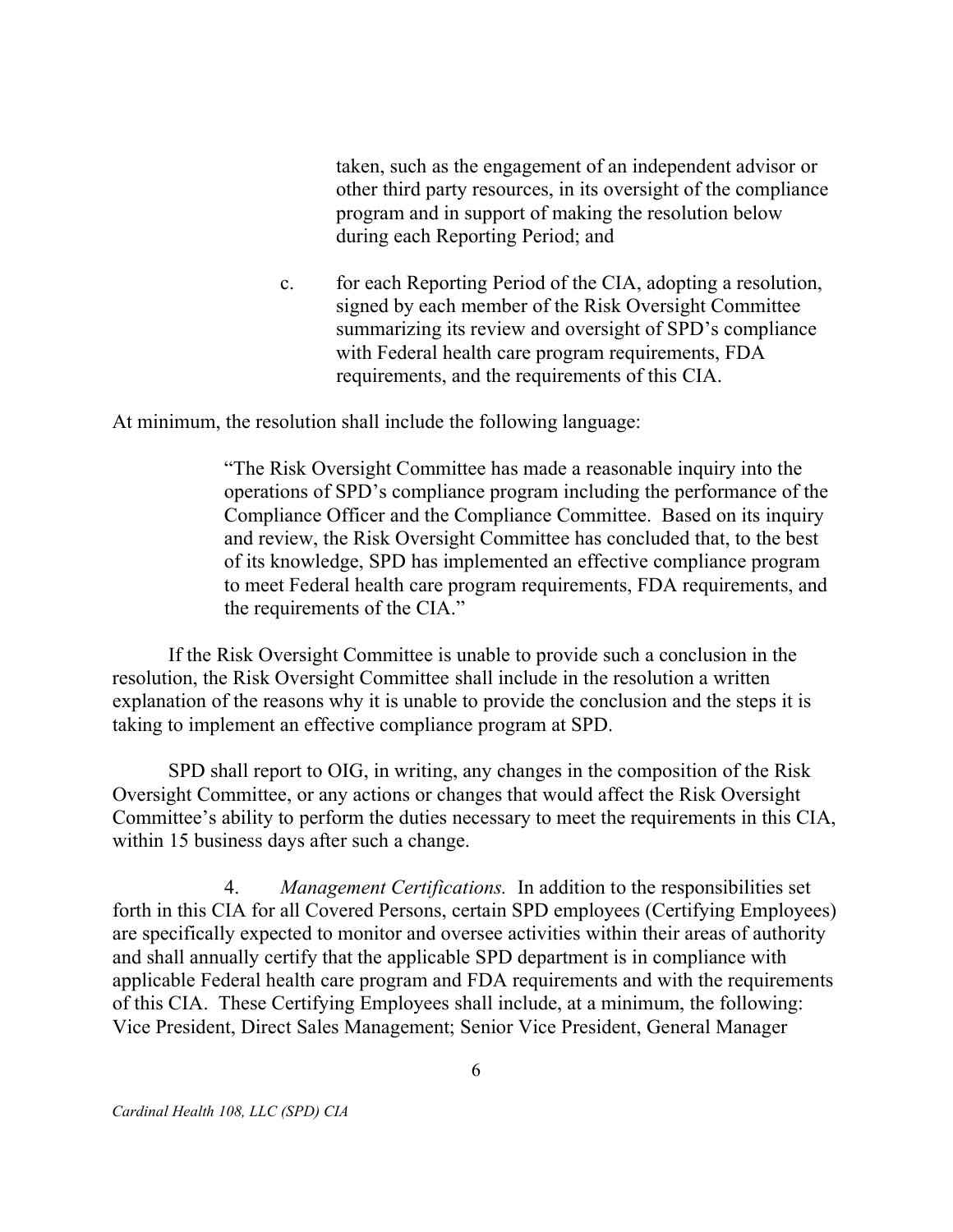taken, such as the engagement of an independent advisor or other third party resources, in its oversight of the compliance program and in support of making the resolution below during each Reporting Period; and

c. for each Reporting Period of the CIA, adopting a resolution, signed by each member of the Risk Oversight Committee summarizing its review and oversight of SPD's compliance with Federal health care program requirements, FDA requirements, and the requirements of this CIA.

At minimum, the resolution shall include the following language:

> "The Risk Oversight Committee has made a reasonable inquiry into the operations of SPD's compliance program including the performance of the Compliance Officer and the Compliance Committee. Based on its inquiry and review, the Risk Oversight Committee has concluded that, to the best of its knowledge, SPD has implemented an effective compliance program to meet Federal health care program requirements, FDA requirements, and the requirements of the CIA."

If the Risk Oversight Committee is unable to provide such a conclusion in the resolution, the Risk Oversight Committee shall include in the resolution a written explanation of the reasons why it is unable to provide the conclusion and the steps it is taking to implement an effective compliance program at SPD.

SPD shall report to OIG, in writing, any changes in the composition of the Risk Oversight Committee, or any actions or changes that would affect the Risk Oversight Committee's ability to perform the duties necessary to meet the requirements in this CIA, within 15 business days after such a change.

4. *Management Certifications.* In addition to the responsibilities set forth in this CIA for all Covered Persons, certain SPD employees (Certifying Employees) are specifically expected to monitor and oversee activities within their areas of authority and shall annually certify that the applicable SPD department is in compliance with applicable Federal health care program and FDA requirements and with the requirements of this CIA. These Certifying Employees shall include, at a minimum, the following: Vice President, Direct Sales Management; Senior Vice President, General Manager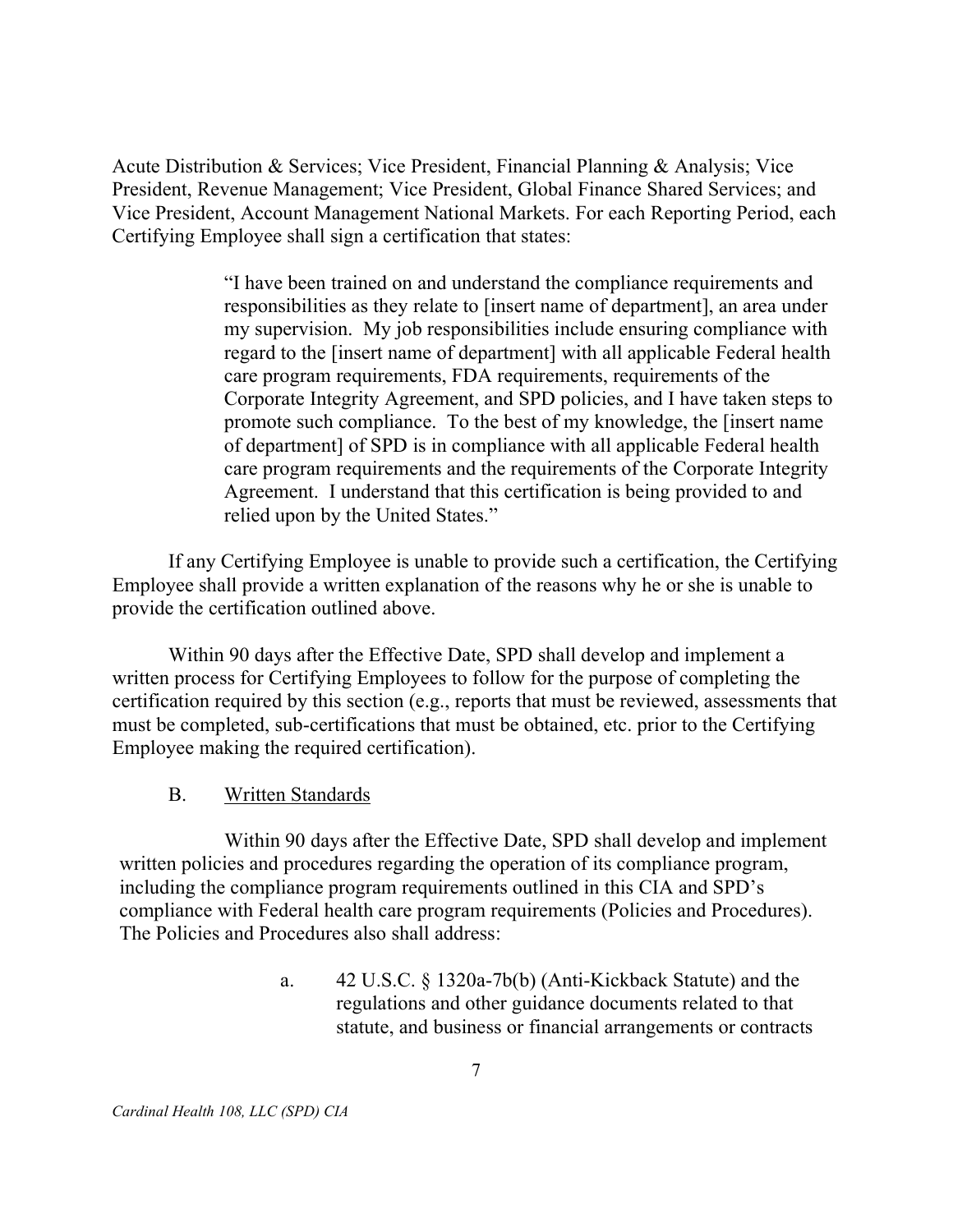Acute Distribution & Services; Vice President, Financial Planning & Analysis; Vice President, Revenue Management; Vice President, Global Finance Shared Services; and Vice President, Account Management National Markets. For each Reporting Period, each Certifying Employee shall sign a certification that states:

> "I have been trained on and understand the compliance requirements and responsibilities as they relate to [insert name of department], an area under my supervision. My job responsibilities include ensuring compliance with regard to the [insert name of department] with all applicable Federal health care program requirements, FDA requirements, requirements of the Corporate Integrity Agreement, and SPD policies, and I have taken steps to promote such compliance. To the best of my knowledge, the [insert name of department] of SPD is in compliance with all applicable Federal health care program requirements and the requirements of the Corporate Integrity Agreement. I understand that this certification is being provided to and relied upon by the United States."

If any Certifying Employee is unable to provide such a certification, the Certifying Employee shall provide a written explanation of the reasons why he or she is unable to provide the certification outlined above.

Within 90 days after the Effective Date, SPD shall develop and implement a written process for Certifying Employees to follow for the purpose of completing the certification required by this section (e.g., reports that must be reviewed, assessments that must be completed, sub-certifications that must be obtained, etc. prior to the Certifying Employee making the required certification).

B. Written Standards

Within 90 days after the Effective Date, SPD shall develop and implement written policies and procedures regarding the operation of its compliance program, including the compliance program requirements outlined in this CIA and SPD's compliance with Federal health care program requirements (Policies and Procedures). The Policies and Procedures also shall address:

a. 42 U.S.C. § 1320a-7b(b) (Anti-Kickback Statute) and the regulations and other guidance documents related to that statute, and business or financial arrangements or contracts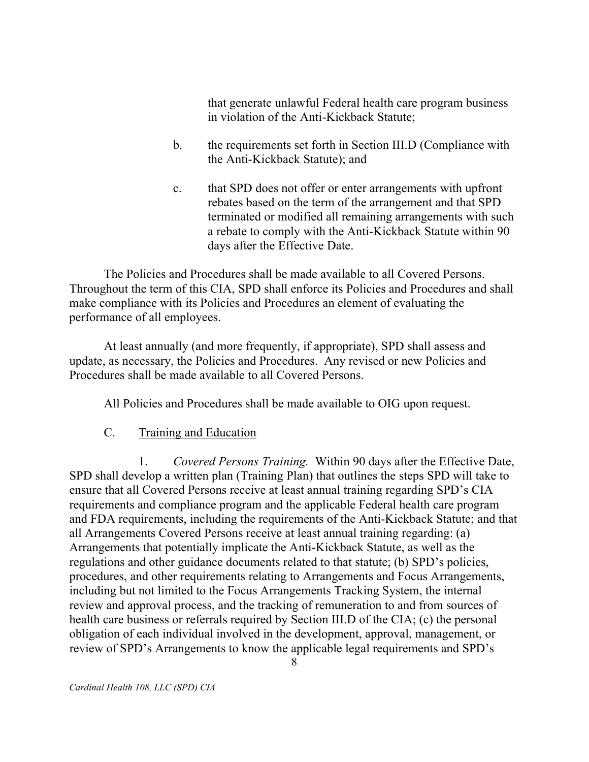that generate unlawful Federal health care program business in violation of the Anti-Kickback Statute;

b. the requirements set forth in Section III.D (Compliance with the Anti-Kickback Statute); and

c. that SPD does not offer or enter arrangements with upfront rebates based on the term of the arrangement and that SPD terminated or modified all remaining arrangements with such a rebate to comply with the Anti-Kickback Statute within 90 days after the Effective Date.

The Policies and Procedures shall be made available to all Covered Persons. Throughout the term of this CIA, SPD shall enforce its Policies and Procedures and shall make compliance with its Policies and Procedures an element of evaluating the performance of all employees.

At least annually (and more frequently, if appropriate), SPD shall assess and update, as necessary, the Policies and Procedures. Any revised or new Policies and Procedures shall be made available to all Covered Persons.

All Policies and Procedures shall be made available to OIG upon request.

C. <u>Training and Education</u>

1. *Covered Persons Training.* Within 90 days after the Effective Date, SPD shall develop a written plan (Training Plan) that outlines the steps SPD will take to ensure that all Covered Persons receive at least annual training regarding SPD's CIA requirements and compliance program and the applicable Federal health care program and FDA requirements, including the requirements of the Anti-Kickback Statute; and that all Arrangements Covered Persons receive at least annual training regarding: (a) Arrangements that potentially implicate the Anti-Kickback Statute, as well as the regulations and other guidance documents related to that statute; (b) SPD's policies, procedures, and other requirements relating to Arrangements and Focus Arrangements, including but not limited to the Focus Arrangements Tracking System, the internal review and approval process, and the tracking of remuneration to and from sources of health care business or referrals required by Section III.D of the CIA; (c) the personal obligation of each individual involved in the development, approval, management, or review of SPD's Arrangements to know the applicable legal requirements and SPD's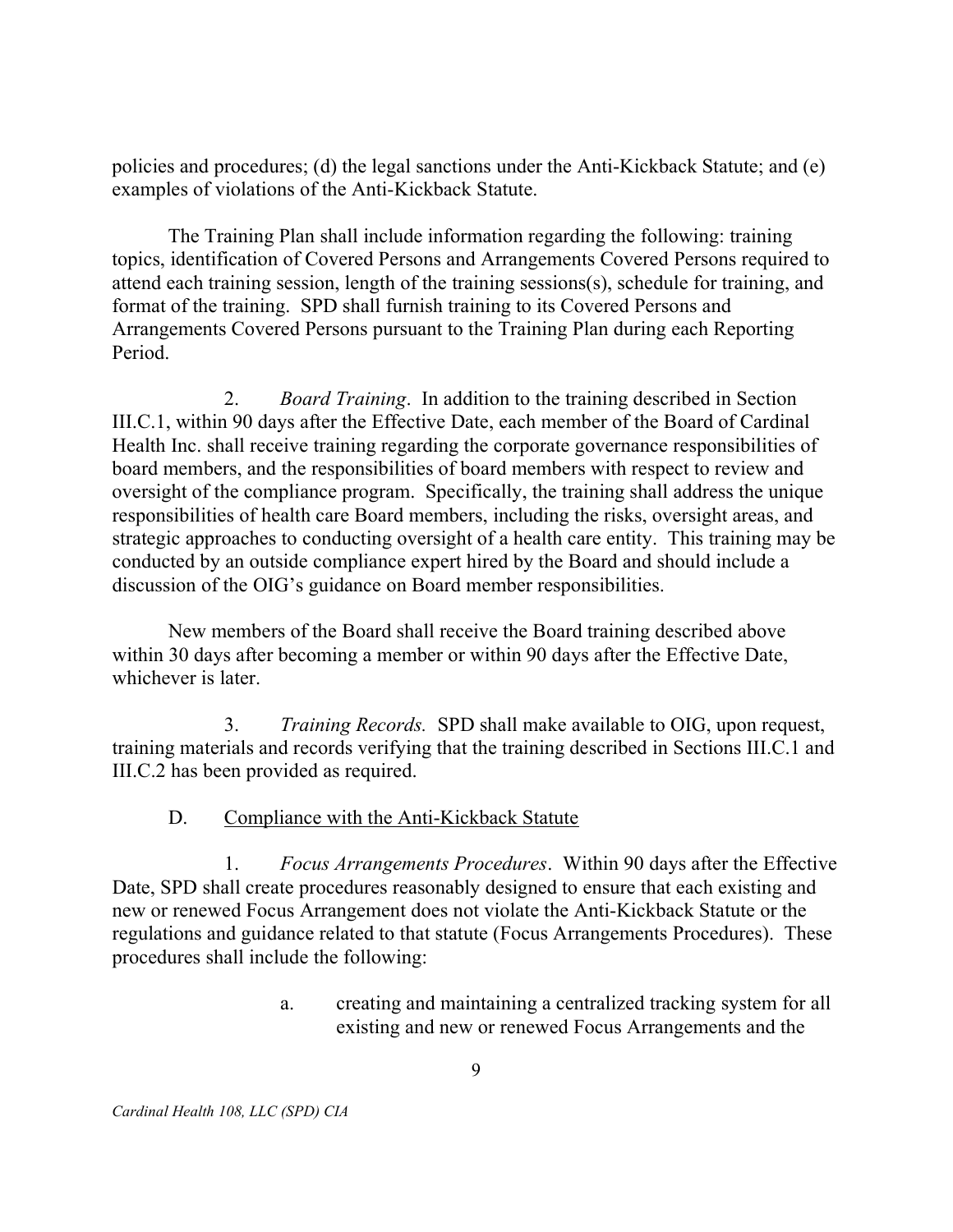policies and procedures; (d) the legal sanctions under the Anti-Kickback Statute; and (e) examples of violations of the Anti-Kickback Statute.

The Training Plan shall include information regarding the following: training topics, identification of Covered Persons and Arrangements Covered Persons required to attend each training session, length of the training sessions(s), schedule for training, and format of the training. SPD shall furnish training to its Covered Persons and Arrangements Covered Persons pursuant to the Training Plan during each Reporting Period.

2. *Board Training*. In addition to the training described in Section III.C.1, within 90 days after the Effective Date, each member of the Board of Cardinal Health Inc. shall receive training regarding the corporate governance responsibilities of board members, and the responsibilities of board members with respect to review and oversight of the compliance program. Specifically, the training shall address the unique responsibilities of health care Board members, including the risks, oversight areas, and strategic approaches to conducting oversight of a health care entity. This training may be conducted by an outside compliance expert hired by the Board and should include a discussion of the OIG's guidance on Board member responsibilities.

New members of the Board shall receive the Board training described above within 30 days after becoming a member or within 90 days after the Effective Date, whichever is later.

3. *Training Records.* SPD shall make available to OIG, upon request, training materials and records verifying that the training described in Sections III.C.1 and III.C.2 has been provided as required.

D. Compliance with the Anti-Kickback Statute

1. *Focus Arrangements Procedures*. Within 90 days after the Effective Date, SPD shall create procedures reasonably designed to ensure that each existing and new or renewed Focus Arrangement does not violate the Anti-Kickback Statute or the regulations and guidance related to that statute (Focus Arrangements Procedures). These procedures shall include the following:

a. creating and maintaining a centralized tracking system for all existing and new or renewed Focus Arrangements and the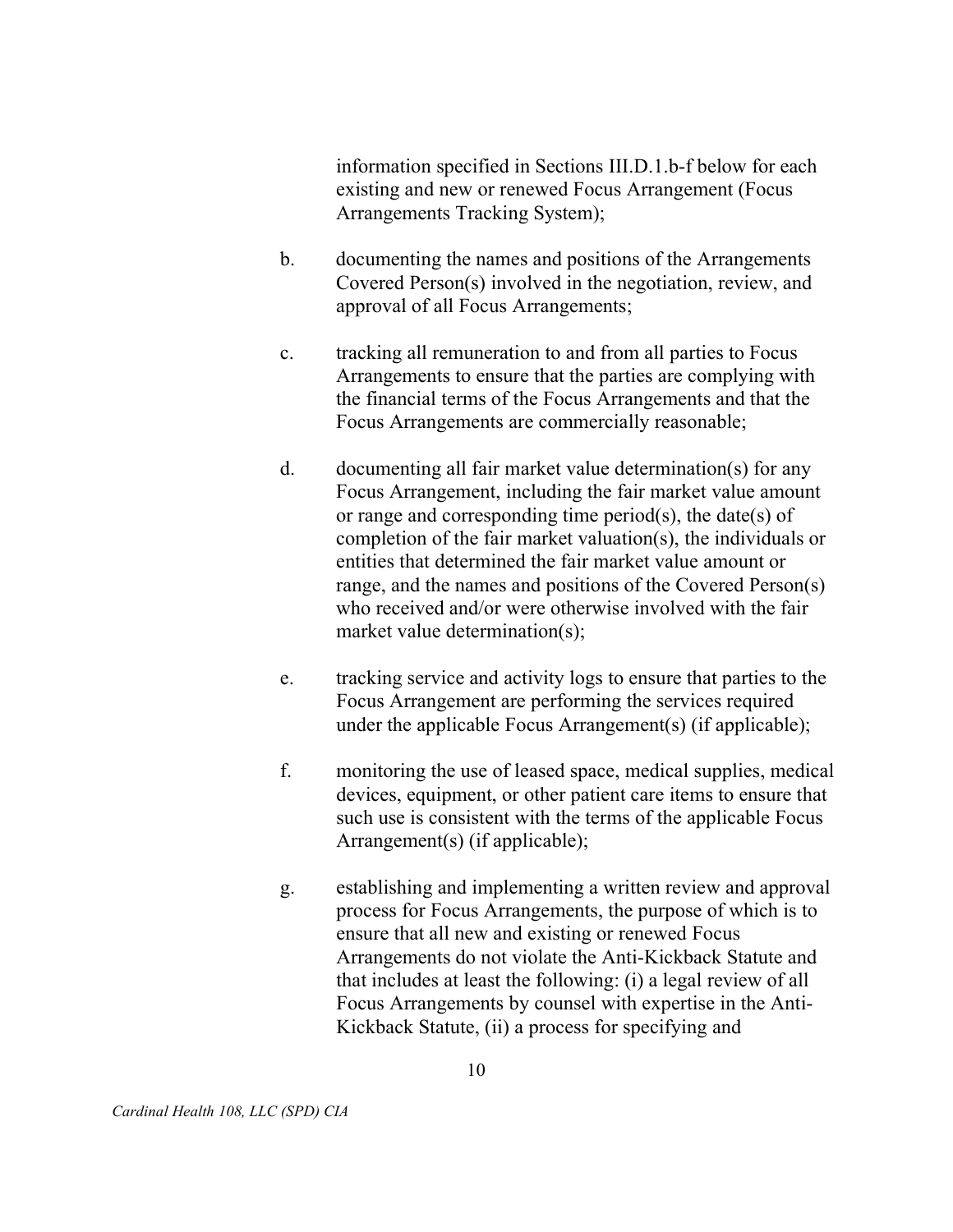information specified in Sections III.D.1.b-f below for each existing and new or renewed Focus Arrangement (Focus Arrangements Tracking System);

b. documenting the names and positions of the Arrangements Covered Person(s) involved in the negotiation, review, and approval of all Focus Arrangements;

c. tracking all remuneration to and from all parties to Focus Arrangements to ensure that the parties are complying with the financial terms of the Focus Arrangements and that the Focus Arrangements are commercially reasonable;

d. documenting all fair market value determination(s) for any Focus Arrangement, including the fair market value amount or range and corresponding time period(s), the date(s) of completion of the fair market valuation(s), the individuals or entities that determined the fair market value amount or range, and the names and positions of the Covered Person(s) who received and/or were otherwise involved with the fair market value determination(s);

e. tracking service and activity logs to ensure that parties to the Focus Arrangement are performing the services required under the applicable Focus Arrangement(s) (if applicable);

f. monitoring the use of leased space, medical supplies, medical devices, equipment, or other patient care items to ensure that such use is consistent with the terms of the applicable Focus Arrangement(s) (if applicable);

g. establishing and implementing a written review and approval process for Focus Arrangements, the purpose of which is to ensure that all new and existing or renewed Focus Arrangements do not violate the Anti-Kickback Statute and that includes at least the following: (i) a legal review of all Focus Arrangements by counsel with expertise in the Anti-Kickback Statute, (ii) a process for specifying and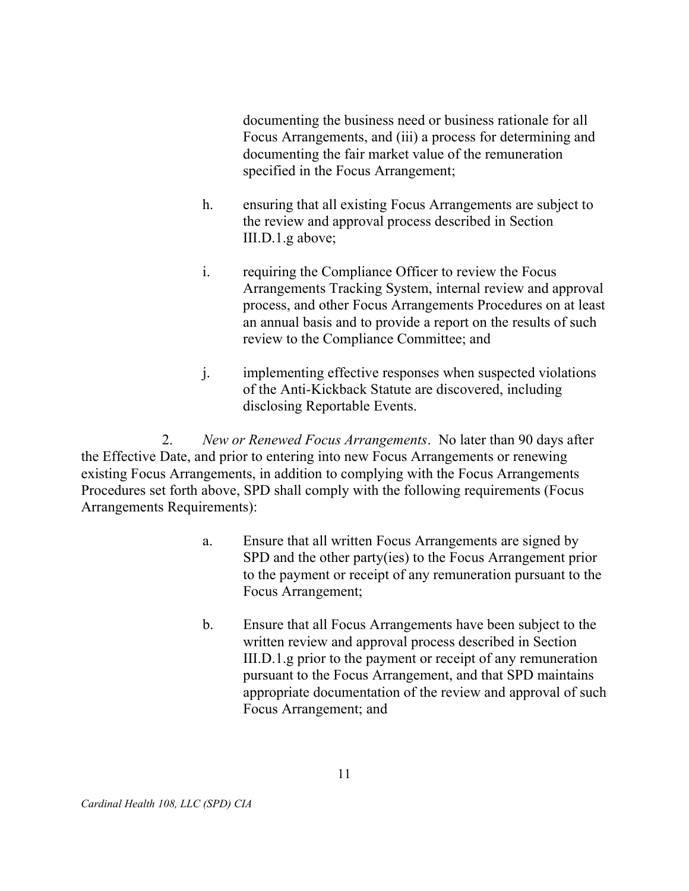documenting the business need or business rationale for all Focus Arrangements, and (iii) a process for determining and documenting the fair market value of the remuneration specified in the Focus Arrangement;

h. ensuring that all existing Focus Arrangements are subject to the review and approval process described in Section III.D.1.g above;

i. requiring the Compliance Officer to review the Focus Arrangements Tracking System, internal review and approval process, and other Focus Arrangements Procedures on at least an annual basis and to provide a report on the results of such review to the Compliance Committee; and

j. implementing effective responses when suspected violations of the Anti-Kickback Statute are discovered, including disclosing Reportable Events.

2. *New or Renewed Focus Arrangements*. No later than 90 days after the Effective Date, and prior to entering into new Focus Arrangements or renewing existing Focus Arrangements, in addition to complying with the Focus Arrangements Procedures set forth above, SPD shall comply with the following requirements (Focus Arrangements Requirements):

a. Ensure that all written Focus Arrangements are signed by SPD and the other party(ies) to the Focus Arrangement prior to the payment or receipt of any remuneration pursuant to the Focus Arrangement;

b. Ensure that all Focus Arrangements have been subject to the written review and approval process described in Section III.D.1.g prior to the payment or receipt of any remuneration pursuant to the Focus Arrangement, and that SPD maintains appropriate documentation of the review and approval of such Focus Arrangement; and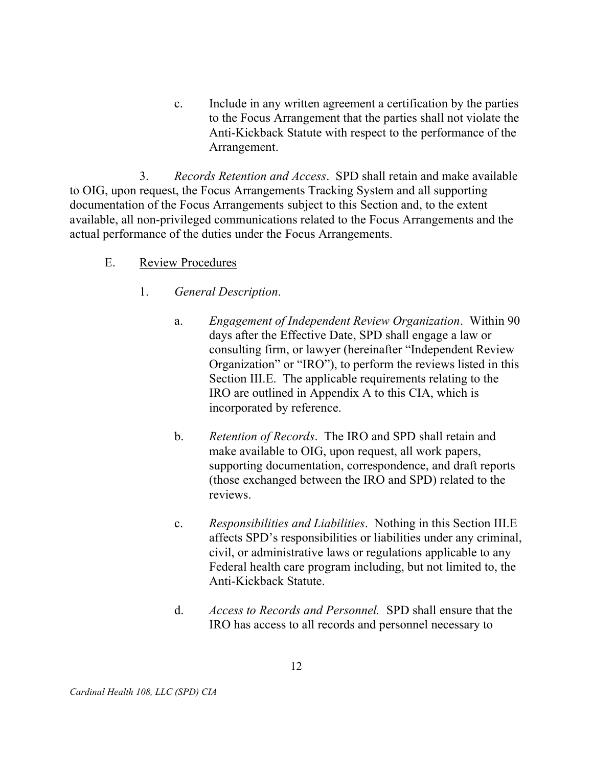c. Include in any written agreement a certification by the parties to the Focus Arrangement that the parties shall not violate the Anti-Kickback Statute with respect to the performance of the Arrangement.

3. *Records Retention and Access*. SPD shall retain and make available to OIG, upon request, the Focus Arrangements Tracking System and all supporting documentation of the Focus Arrangements subject to this Section and, to the extent available, all non-privileged communications related to the Focus Arrangements and the actual performance of the duties under the Focus Arrangements.

E. Review Procedures

1. *General Description*.

a. *Engagement of Independent Review Organization*. Within 90 days after the Effective Date, SPD shall engage a law or consulting firm, or lawyer (hereinafter "Independent Review Organization" or "IRO"), to perform the reviews listed in this Section III.E. The applicable requirements relating to the IRO are outlined in Appendix A to this CIA, which is incorporated by reference.

b. *Retention of Records*. The IRO and SPD shall retain and make available to OIG, upon request, all work papers, supporting documentation, correspondence, and draft reports (those exchanged between the IRO and SPD) related to the reviews.

c. *Responsibilities and Liabilities*. Nothing in this Section III.E affects SPD's responsibilities or liabilities under any criminal, civil, or administrative laws or regulations applicable to any Federal health care program including, but not limited to, the Anti-Kickback Statute.

d. *Access to Records and Personnel.* SPD shall ensure that the IRO has access to all records and personnel necessary to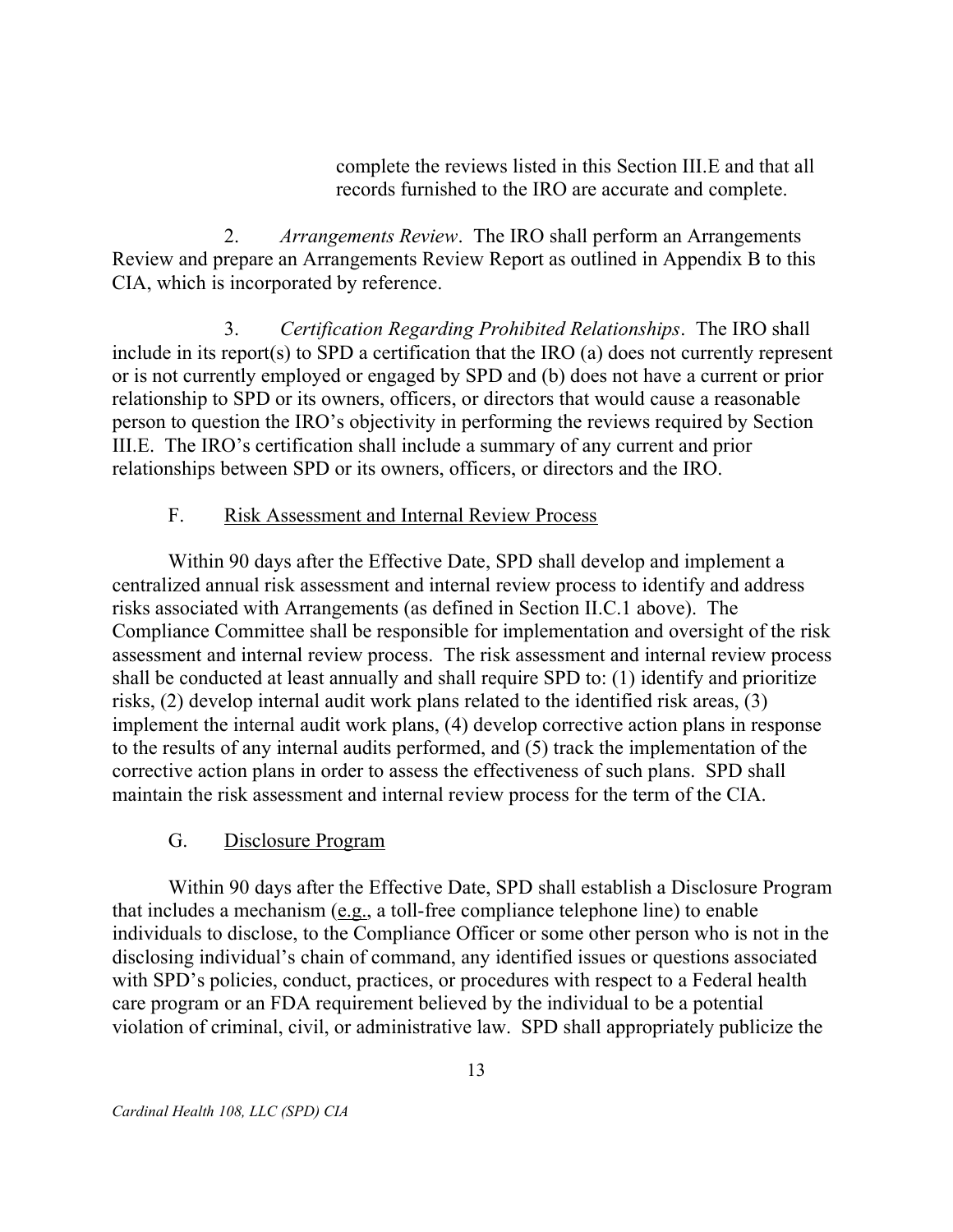complete the reviews listed in this Section III.E and that all records furnished to the IRO are accurate and complete.

2. *Arrangements Review*. The IRO shall perform an Arrangements Review and prepare an Arrangements Review Report as outlined in Appendix B to this CIA, which is incorporated by reference.

3. *Certification Regarding Prohibited Relationships*. The IRO shall include in its report(s) to SPD a certification that the IRO (a) does not currently represent or is not currently employed or engaged by SPD and (b) does not have a current or prior relationship to SPD or its owners, officers, or directors that would cause a reasonable person to question the IRO's objectivity in performing the reviews required by Section III.E. The IRO's certification shall include a summary of any current and prior relationships between SPD or its owners, officers, or directors and the IRO.

F. Risk Assessment and Internal Review Process

Within 90 days after the Effective Date, SPD shall develop and implement a centralized annual risk assessment and internal review process to identify and address risks associated with Arrangements (as defined in Section II.C.1 above). The Compliance Committee shall be responsible for implementation and oversight of the risk assessment and internal review process. The risk assessment and internal review process shall be conducted at least annually and shall require SPD to: (1) identify and prioritize risks, (2) develop internal audit work plans related to the identified risk areas, (3) implement the internal audit work plans, (4) develop corrective action plans in response to the results of any internal audits performed, and (5) track the implementation of the corrective action plans in order to assess the effectiveness of such plans. SPD shall maintain the risk assessment and internal review process for the term of the CIA.

G. Disclosure Program

Within 90 days after the Effective Date, SPD shall establish a Disclosure Program that includes a mechanism (e.g., a toll-free compliance telephone line) to enable individuals to disclose, to the Compliance Officer or some other person who is not in the disclosing individual's chain of command, any identified issues or questions associated with SPD's policies, conduct, practices, or procedures with respect to a Federal health care program or an FDA requirement believed by the individual to be a potential violation of criminal, civil, or administrative law. SPD shall appropriately publicize the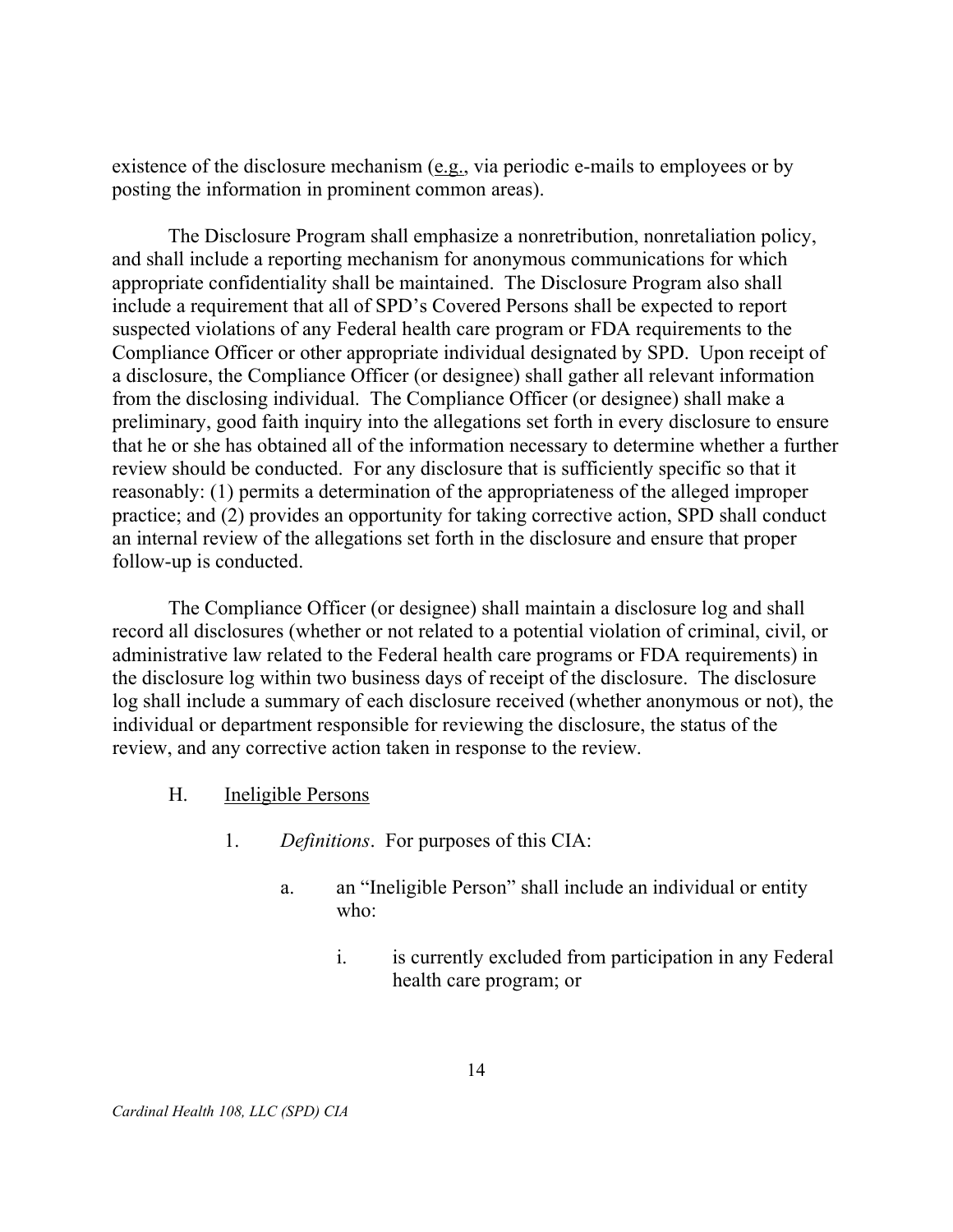existence of the disclosure mechanism (e.g., via periodic e-mails to employees or by posting the information in prominent common areas).

The Disclosure Program shall emphasize a nonretribution, nonretaliation policy, and shall include a reporting mechanism for anonymous communications for which appropriate confidentiality shall be maintained. The Disclosure Program also shall include a requirement that all of SPD's Covered Persons shall be expected to report suspected violations of any Federal health care program or FDA requirements to the Compliance Officer or other appropriate individual designated by SPD. Upon receipt of a disclosure, the Compliance Officer (or designee) shall gather all relevant information from the disclosing individual. The Compliance Officer (or designee) shall make a preliminary, good faith inquiry into the allegations set forth in every disclosure to ensure that he or she has obtained all of the information necessary to determine whether a further review should be conducted. For any disclosure that is sufficiently specific so that it reasonably: (1) permits a determination of the appropriateness of the alleged improper practice; and (2) provides an opportunity for taking corrective action, SPD shall conduct an internal review of the allegations set forth in the disclosure and ensure that proper follow-up is conducted.

The Compliance Officer (or designee) shall maintain a disclosure log and shall record all disclosures (whether or not related to a potential violation of criminal, civil, or administrative law related to the Federal health care programs or FDA requirements) in the disclosure log within two business days of receipt of the disclosure. The disclosure log shall include a summary of each disclosure received (whether anonymous or not), the individual or department responsible for reviewing the disclosure, the status of the review, and any corrective action taken in response to the review.

H. Ineligible Persons

1. *Definitions*. For purposes of this CIA:

a. an "Ineligible Person" shall include an individual or entity who:

i. is currently excluded from participation in any Federal health care program; or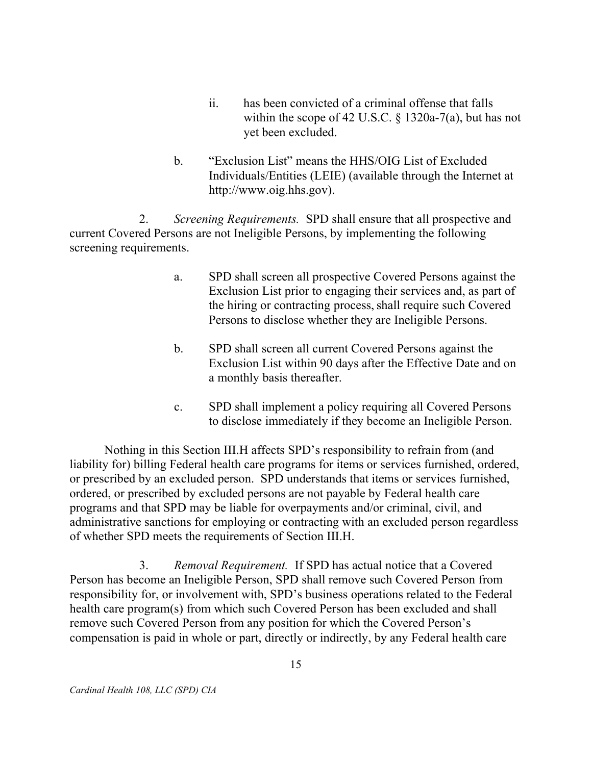ii. has been convicted of a criminal offense that falls within the scope of 42 U.S.C. § 1320a-7(a), but has not yet been excluded.

b. "Exclusion List" means the HHS/OIG List of Excluded Individuals/Entities (LEIE) (available through the Internet at http://www.oig.hhs.gov).

2. *Screening Requirements.* SPD shall ensure that all prospective and current Covered Persons are not Ineligible Persons, by implementing the following screening requirements.

a. SPD shall screen all prospective Covered Persons against the Exclusion List prior to engaging their services and, as part of the hiring or contracting process, shall require such Covered Persons to disclose whether they are Ineligible Persons.

b. SPD shall screen all current Covered Persons against the Exclusion List within 90 days after the Effective Date and on a monthly basis thereafter.

c. SPD shall implement a policy requiring all Covered Persons to disclose immediately if they become an Ineligible Person.

Nothing in this Section III.H affects SPD's responsibility to refrain from (and liability for) billing Federal health care programs for items or services furnished, ordered, or prescribed by an excluded person. SPD understands that items or services furnished, ordered, or prescribed by excluded persons are not payable by Federal health care programs and that SPD may be liable for overpayments and/or criminal, civil, and administrative sanctions for employing or contracting with an excluded person regardless of whether SPD meets the requirements of Section III.H.

3. *Removal Requirement.* If SPD has actual notice that a Covered Person has become an Ineligible Person, SPD shall remove such Covered Person from responsibility for, or involvement with, SPD's business operations related to the Federal health care program(s) from which such Covered Person has been excluded and shall remove such Covered Person from any position for which the Covered Person's compensation is paid in whole or part, directly or indirectly, by any Federal health care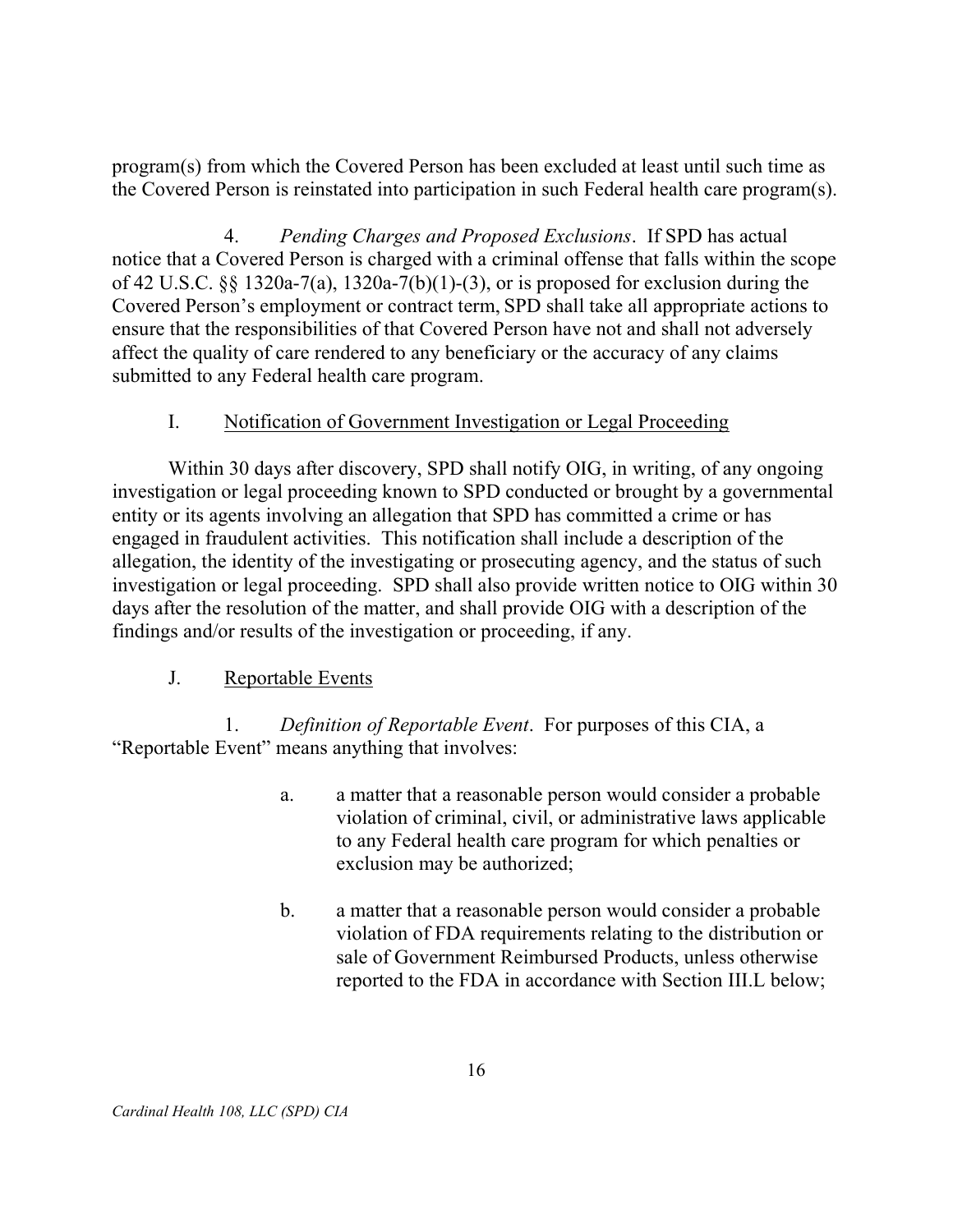program(s) from which the Covered Person has been excluded at least until such time as the Covered Person is reinstated into participation in such Federal health care program(s).

4. *Pending Charges and Proposed Exclusions*. If SPD has actual notice that a Covered Person is charged with a criminal offense that falls within the scope of 42 U.S.C. §§ 1320a-7(a), 1320a-7(b)(1)-(3), or is proposed for exclusion during the Covered Person's employment or contract term, SPD shall take all appropriate actions to ensure that the responsibilities of that Covered Person have not and shall not adversely affect the quality of care rendered to any beneficiary or the accuracy of any claims submitted to any Federal health care program.

### I. Notification of Government Investigation or Legal Proceeding

Within 30 days after discovery, SPD shall notify OIG, in writing, of any ongoing investigation or legal proceeding known to SPD conducted or brought by a governmental entity or its agents involving an allegation that SPD has committed a crime or has engaged in fraudulent activities. This notification shall include a description of the allegation, the identity of the investigating or prosecuting agency, and the status of such investigation or legal proceeding. SPD shall also provide written notice to OIG within 30 days after the resolution of the matter, and shall provide OIG with a description of the findings and/or results of the investigation or proceeding, if any.

### J. Reportable Events

1. *Definition of Reportable Event*. For purposes of this CIA, a "Reportable Event" means anything that involves:

a. a matter that a reasonable person would consider a probable violation of criminal, civil, or administrative laws applicable to any Federal health care program for which penalties or exclusion may be authorized;

b. a matter that a reasonable person would consider a probable violation of FDA requirements relating to the distribution or sale of Government Reimbursed Products, unless otherwise reported to the FDA in accordance with Section III.L below;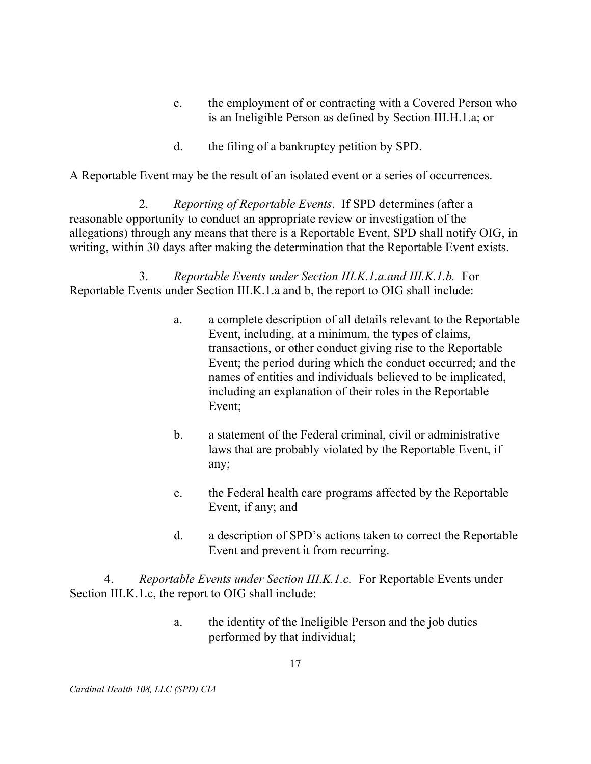c. the employment of or contracting with a Covered Person who is an Ineligible Person as defined by Section III.H.1.a; or

d. the filing of a bankruptcy petition by SPD.

A Reportable Event may be the result of an isolated event or a series of occurrences.

2. *Reporting of Reportable Events*. If SPD determines (after a reasonable opportunity to conduct an appropriate review or investigation of the allegations) through any means that there is a Reportable Event, SPD shall notify OIG, in writing, within 30 days after making the determination that the Reportable Event exists.

3. *Reportable Events under Section III.K.1.a.and III.K.1.b.* For Reportable Events under Section III.K.1.a and b, the report to OIG shall include:

a. a complete description of all details relevant to the Reportable Event, including, at a minimum, the types of claims, transactions, or other conduct giving rise to the Reportable Event; the period during which the conduct occurred; and the names of entities and individuals believed to be implicated, including an explanation of their roles in the Reportable Event;

b. a statement of the Federal criminal, civil or administrative laws that are probably violated by the Reportable Event, if any;

c. the Federal health care programs affected by the Reportable Event, if any; and

d. a description of SPD's actions taken to correct the Reportable Event and prevent it from recurring.

4. *Reportable Events under Section III.K.1.c.* For Reportable Events under Section III.K.1.c, the report to OIG shall include:

a. the identity of the Ineligible Person and the job duties performed by that individual;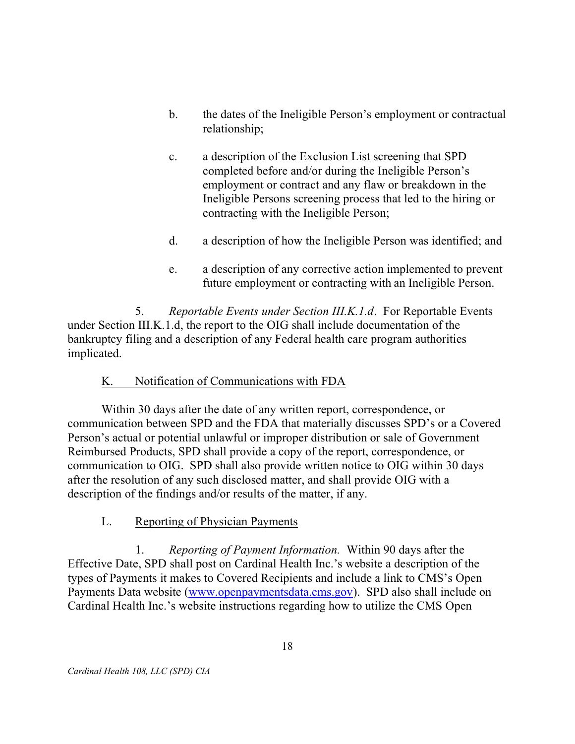b. the dates of the Ineligible Person's employment or contractual relationship;

c. a description of the Exclusion List screening that SPD completed before and/or during the Ineligible Person's employment or contract and any flaw or breakdown in the Ineligible Persons screening process that led to the hiring or contracting with the Ineligible Person;

d. a description of how the Ineligible Person was identified; and

e. a description of any corrective action implemented to prevent future employment or contracting with an Ineligible Person.

5. *Reportable Events under Section III.K.1.d*. For Reportable Events under Section III.K.1.d, the report to the OIG shall include documentation of the bankruptcy filing and a description of any Federal health care program authorities implicated.

K. Notification of Communications with FDA

Within 30 days after the date of any written report, correspondence, or communication between SPD and the FDA that materially discusses SPD's or a Covered Person's actual or potential unlawful or improper distribution or sale of Government Reimbursed Products, SPD shall provide a copy of the report, correspondence, or communication to OIG. SPD shall also provide written notice to OIG within 30 days after the resolution of any such disclosed matter, and shall provide OIG with a description of the findings and/or results of the matter, if any.

L. Reporting of Physician Payments

1. *Reporting of Payment Information.* Within 90 days after the Effective Date, SPD shall post on Cardinal Health Inc.'s website a description of the types of Payments it makes to Covered Recipients and include a link to CMS's Open Payments Data website (www.openpaymentsdata.cms.gov). SPD also shall include on Cardinal Health Inc.'s website instructions regarding how to utilize the CMS Open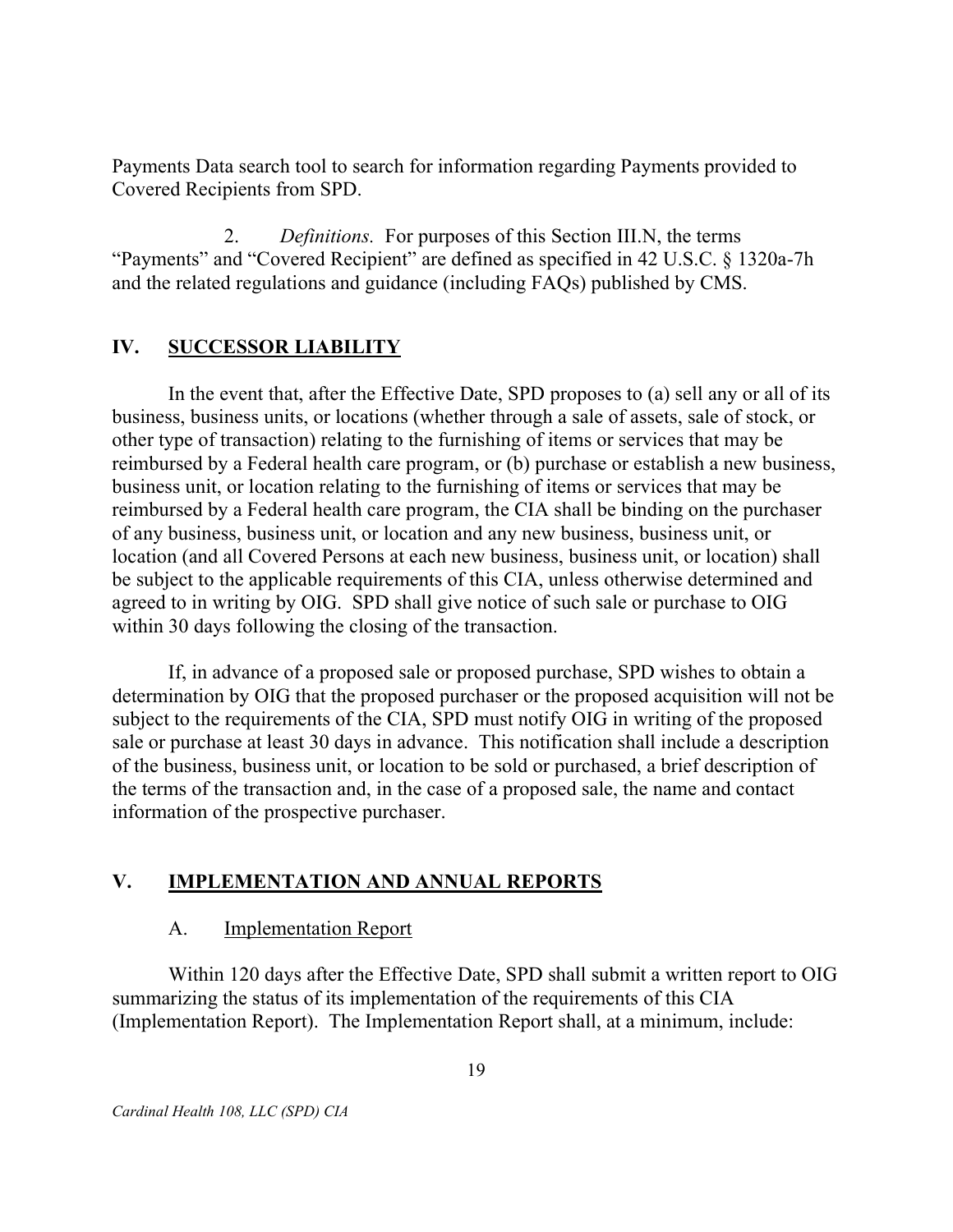Payments Data search tool to search for information regarding Payments provided to Covered Recipients from SPD.

2. *Definitions.* For purposes of this Section III.N, the terms "Payments" and "Covered Recipient" are defined as specified in 42 U.S.C. § 1320a-7h and the related regulations and guidance (including FAQs) published by CMS.

## IV. SUCCESSOR LIABILITY

In the event that, after the Effective Date, SPD proposes to (a) sell any or all of its business, business units, or locations (whether through a sale of assets, sale of stock, or other type of transaction) relating to the furnishing of items or services that may be reimbursed by a Federal health care program, or (b) purchase or establish a new business, business unit, or location relating to the furnishing of items or services that may be reimbursed by a Federal health care program, the CIA shall be binding on the purchaser of any business, business unit, or location and any new business, business unit, or location (and all Covered Persons at each new business, business unit, or location) shall be subject to the applicable requirements of this CIA, unless otherwise determined and agreed to in writing by OIG. SPD shall give notice of such sale or purchase to OIG within 30 days following the closing of the transaction.

If, in advance of a proposed sale or proposed purchase, SPD wishes to obtain a determination by OIG that the proposed purchaser or the proposed acquisition will not be subject to the requirements of the CIA, SPD must notify OIG in writing of the proposed sale or purchase at least 30 days in advance. This notification shall include a description of the business, business unit, or location to be sold or purchased, a brief description of the terms of the transaction and, in the case of a proposed sale, the name and contact information of the prospective purchaser.

## V. IMPLEMENTATION AND ANNUAL REPORTS

### A. Implementation Report

Within 120 days after the Effective Date, SPD shall submit a written report to OIG summarizing the status of its implementation of the requirements of this CIA (Implementation Report). The Implementation Report shall, at a minimum, include: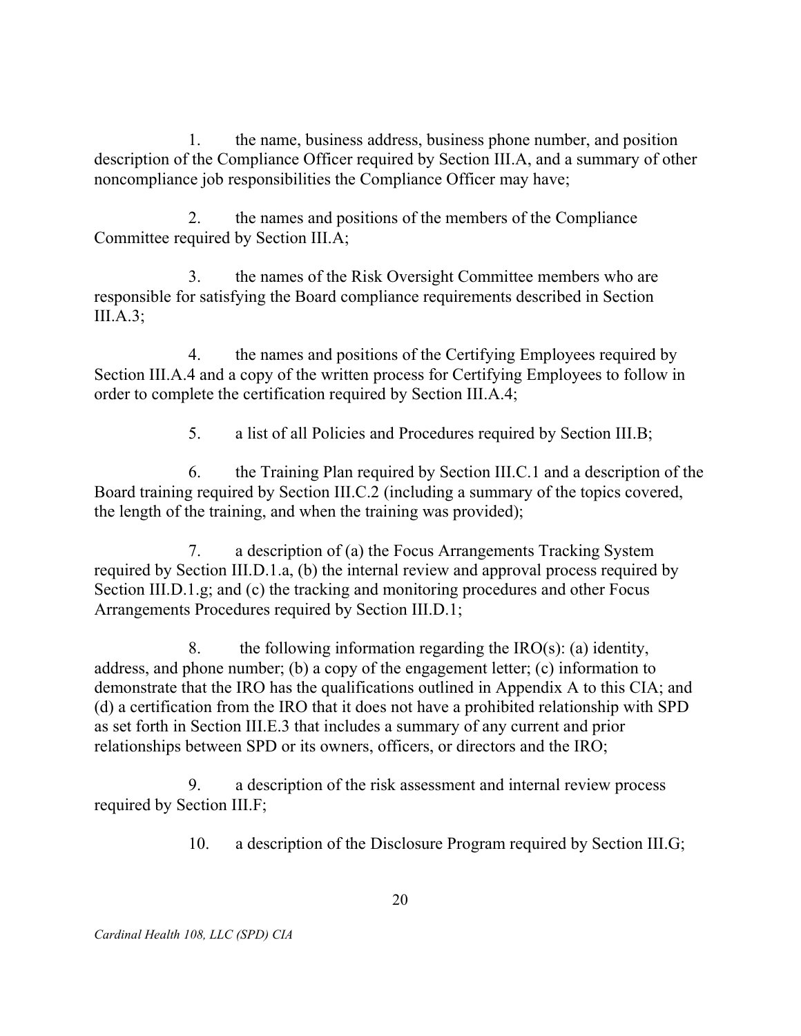1. the name, business address, business phone number, and position description of the Compliance Officer required by Section III.A, and a summary of other noncompliance job responsibilities the Compliance Officer may have;

2. the names and positions of the members of the Compliance Committee required by Section III.A;

3. the names of the Risk Oversight Committee members who are responsible for satisfying the Board compliance requirements described in Section III.A.3;

4. the names and positions of the Certifying Employees required by Section III.A.4 and a copy of the written process for Certifying Employees to follow in order to complete the certification required by Section III.A.4;

5. a list of all Policies and Procedures required by Section III.B;

6. the Training Plan required by Section III.C.1 and a description of the Board training required by Section III.C.2 (including a summary of the topics covered, the length of the training, and when the training was provided);

7. a description of (a) the Focus Arrangements Tracking System required by Section III.D.1.a, (b) the internal review and approval process required by Section III.D.1.g; and (c) the tracking and monitoring procedures and other Focus Arrangements Procedures required by Section III.D.1;

8. the following information regarding the IRO(s): (a) identity, address, and phone number; (b) a copy of the engagement letter; (c) information to demonstrate that the IRO has the qualifications outlined in Appendix A to this CIA; and (d) a certification from the IRO that it does not have a prohibited relationship with SPD as set forth in Section III.E.3 that includes a summary of any current and prior relationships between SPD or its owners, officers, or directors and the IRO;

9. a description of the risk assessment and internal review process required by Section III.F;

10. a description of the Disclosure Program required by Section III.G;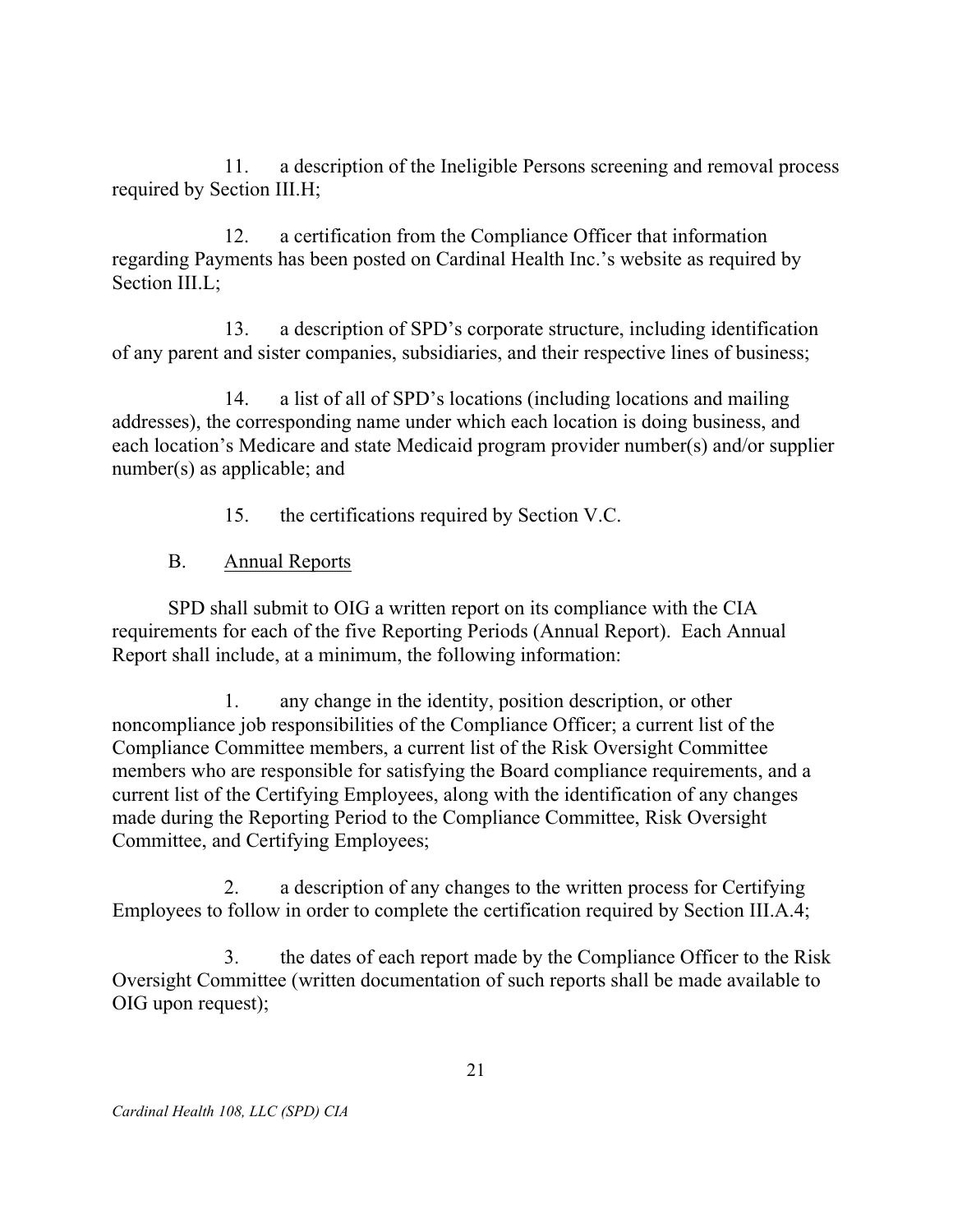11. a description of the Ineligible Persons screening and removal process required by Section III.H;

12. a certification from the Compliance Officer that information regarding Payments has been posted on Cardinal Health Inc.'s website as required by Section III.L;

13. a description of SPD's corporate structure, including identification of any parent and sister companies, subsidiaries, and their respective lines of business;

14. a list of all of SPD's locations (including locations and mailing addresses), the corresponding name under which each location is doing business, and each location's Medicare and state Medicaid program provider number(s) and/or supplier number(s) as applicable; and

15. the certifications required by Section V.C.

B. Annual Reports

SPD shall submit to OIG a written report on its compliance with the CIA requirements for each of the five Reporting Periods (Annual Report). Each Annual Report shall include, at a minimum, the following information:

1. any change in the identity, position description, or other noncompliance job responsibilities of the Compliance Officer; a current list of the Compliance Committee members, a current list of the Risk Oversight Committee members who are responsible for satisfying the Board compliance requirements, and a current list of the Certifying Employees, along with the identification of any changes made during the Reporting Period to the Compliance Committee, Risk Oversight Committee, and Certifying Employees;

2. a description of any changes to the written process for Certifying Employees to follow in order to complete the certification required by Section III.A.4;

3. the dates of each report made by the Compliance Officer to the Risk Oversight Committee (written documentation of such reports shall be made available to OIG upon request);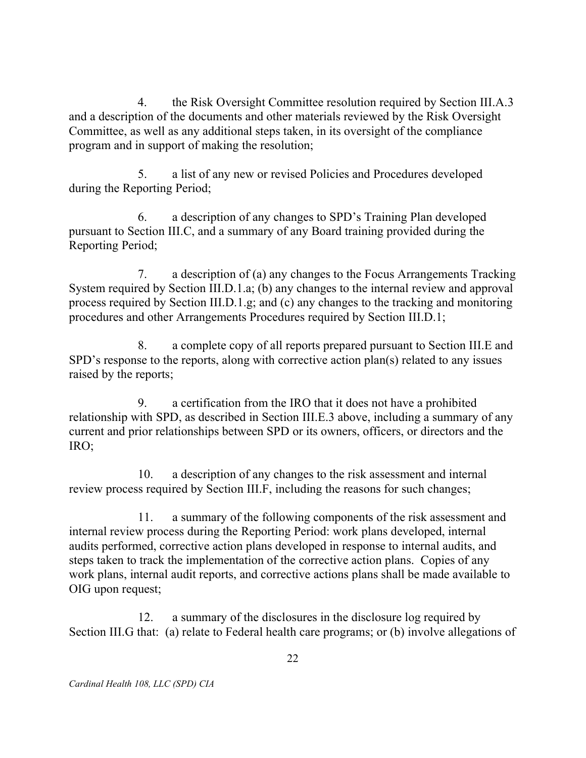4. the Risk Oversight Committee resolution required by Section III.A.3 and a description of the documents and other materials reviewed by the Risk Oversight Committee, as well as any additional steps taken, in its oversight of the compliance program and in support of making the resolution;

5. a list of any new or revised Policies and Procedures developed during the Reporting Period;

6. a description of any changes to SPD's Training Plan developed pursuant to Section III.C, and a summary of any Board training provided during the Reporting Period;

7. a description of (a) any changes to the Focus Arrangements Tracking System required by Section III.D.1.a; (b) any changes to the internal review and approval process required by Section III.D.1.g; and (c) any changes to the tracking and monitoring procedures and other Arrangements Procedures required by Section III.D.1;

8. a complete copy of all reports prepared pursuant to Section III.E and SPD's response to the reports, along with corrective action plan(s) related to any issues raised by the reports;

9. a certification from the IRO that it does not have a prohibited relationship with SPD, as described in Section III.E.3 above, including a summary of any current and prior relationships between SPD or its owners, officers, or directors and the IRO;

10. a description of any changes to the risk assessment and internal review process required by Section III.F, including the reasons for such changes;

11. a summary of the following components of the risk assessment and internal review process during the Reporting Period: work plans developed, internal audits performed, corrective action plans developed in response to internal audits, and steps taken to track the implementation of the corrective action plans. Copies of any work plans, internal audit reports, and corrective actions plans shall be made available to OIG upon request;

12. a summary of the disclosures in the disclosure log required by Section III.G that: (a) relate to Federal health care programs; or (b) involve allegations of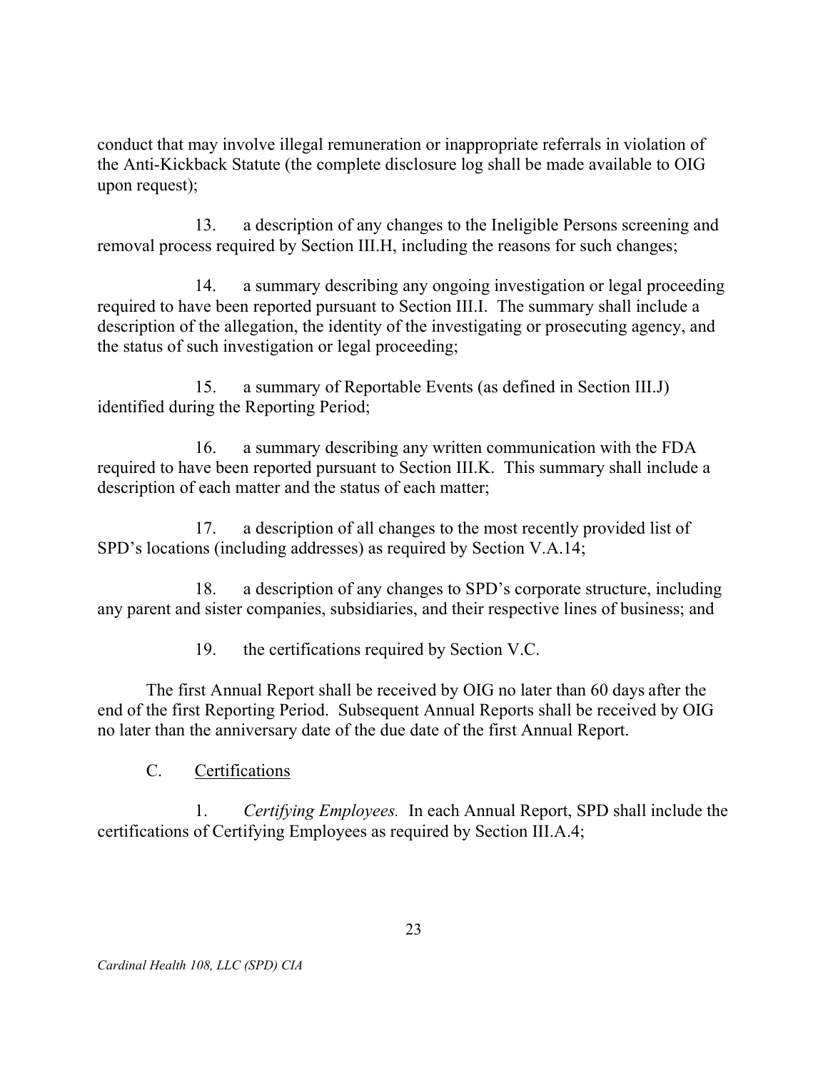conduct that may involve illegal remuneration or inappropriate referrals in violation of the Anti-Kickback Statute (the complete disclosure log shall be made available to OIG upon request);

13. a description of any changes to the Ineligible Persons screening and removal process required by Section III.H, including the reasons for such changes;

14. a summary describing any ongoing investigation or legal proceeding required to have been reported pursuant to Section III.I. The summary shall include a description of the allegation, the identity of the investigating or prosecuting agency, and the status of such investigation or legal proceeding;

15. a summary of Reportable Events (as defined in Section III.J) identified during the Reporting Period;

16. a summary describing any written communication with the FDA required to have been reported pursuant to Section III.K. This summary shall include a description of each matter and the status of each matter;

17. a description of all changes to the most recently provided list of SPD's locations (including addresses) as required by Section V.A.14;

18. a description of any changes to SPD's corporate structure, including any parent and sister companies, subsidiaries, and their respective lines of business; and

19. the certifications required by Section V.C.

The first Annual Report shall be received by OIG no later than 60 days after the end of the first Reporting Period. Subsequent Annual Reports shall be received by OIG no later than the anniversary date of the due date of the first Annual Report.

C. Certifications

1. *Certifying Employees.* In each Annual Report, SPD shall include the certifications of Certifying Employees as required by Section III.A.4;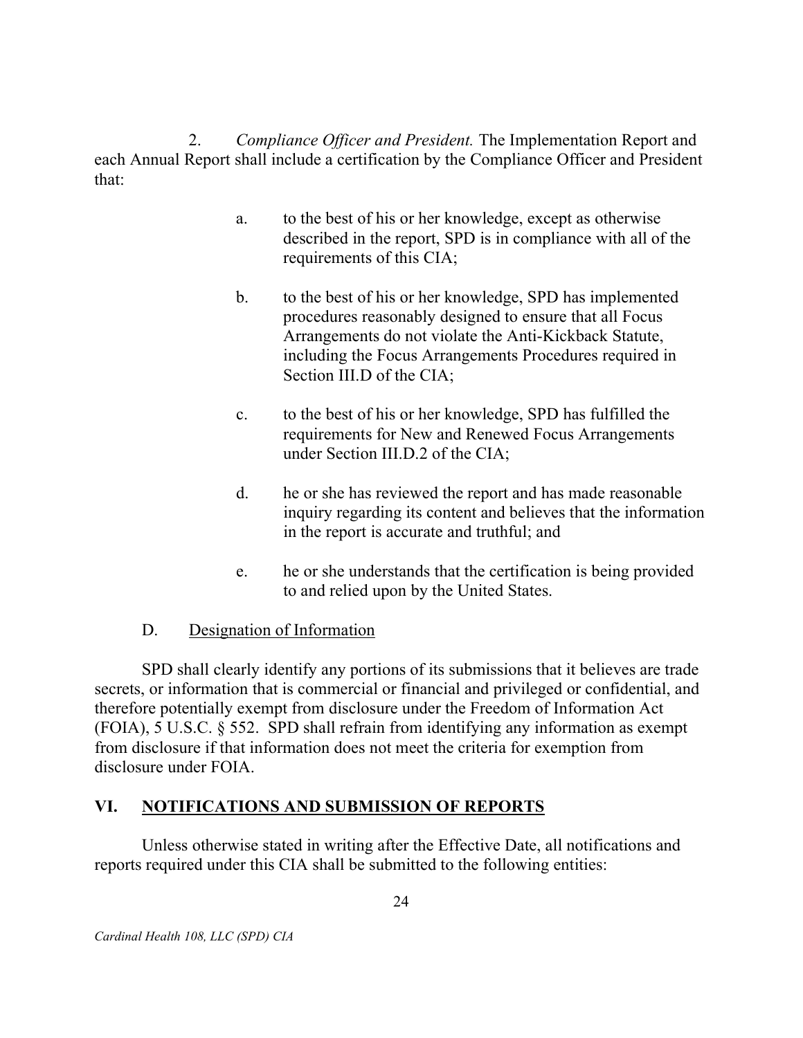2. *Compliance Officer and President.* The Implementation Report and each Annual Report shall include a certification by the Compliance Officer and President that:

a. to the best of his or her knowledge, except as otherwise described in the report, SPD is in compliance with all of the requirements of this CIA;

b. to the best of his or her knowledge, SPD has implemented procedures reasonably designed to ensure that all Focus Arrangements do not violate the Anti-Kickback Statute, including the Focus Arrangements Procedures required in Section III.D of the CIA;

c. to the best of his or her knowledge, SPD has fulfilled the requirements for New and Renewed Focus Arrangements under Section III.D.2 of the CIA;

d. he or she has reviewed the report and has made reasonable inquiry regarding its content and believes that the information in the report is accurate and truthful; and

e. he or she understands that the certification is being provided to and relied upon by the United States.

D. Designation of Information

SPD shall clearly identify any portions of its submissions that it believes are trade secrets, or information that is commercial or financial and privileged or confidential, and therefore potentially exempt from disclosure under the Freedom of Information Act (FOIA), 5 U.S.C. § 552. SPD shall refrain from identifying any information as exempt from disclosure if that information does not meet the criteria for exemption from disclosure under FOIA.

## VI. NOTIFICATIONS AND SUBMISSION OF REPORTS

Unless otherwise stated in writing after the Effective Date, all notifications and reports required under this CIA shall be submitted to the following entities: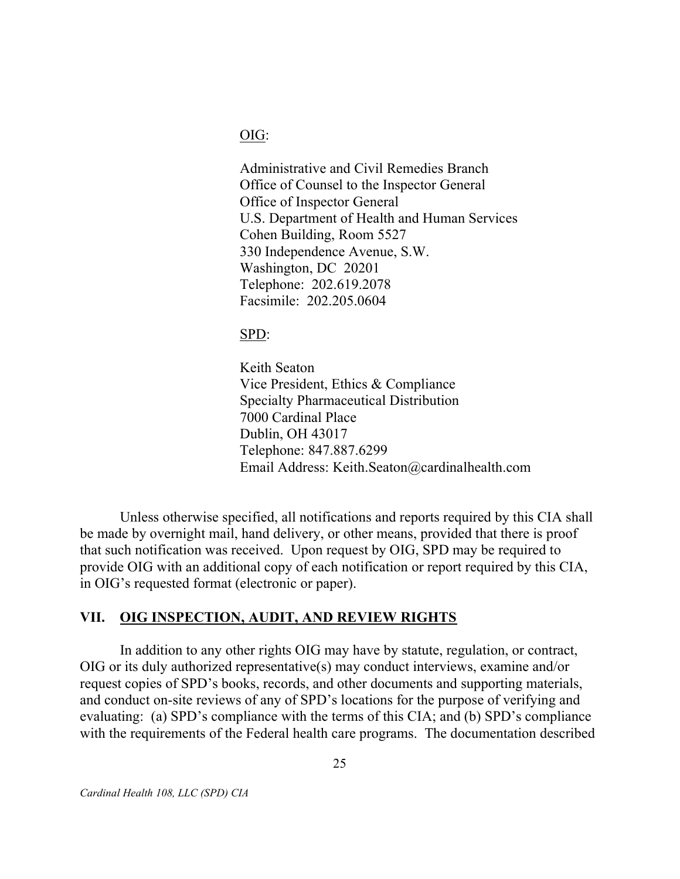OIG:

Administrative and Civil Remedies Branch
Office of Counsel to the Inspector General
Office of Inspector General
U.S. Department of Health and Human Services
Cohen Building, Room 5527
330 Independence Avenue, S.W.
Washington, DC 20201
Telephone: 202.619.2078
Facsimile: 202.205.0604

SPD:

Keith Seaton
Vice President, Ethics & Compliance
Specialty Pharmaceutical Distribution
7000 Cardinal Place
Dublin, OH 43017
Telephone: 847.887.6299
Email Address: Keith.Seaton@cardinalhealth.com

Unless otherwise specified, all notifications and reports required by this CIA shall be made by overnight mail, hand delivery, or other means, provided that there is proof that such notification was received. Upon request by OIG, SPD may be required to provide OIG with an additional copy of each notification or report required by this CIA, in OIG's requested format (electronic or paper).

## VII. OIG INSPECTION, AUDIT, AND REVIEW RIGHTS

In addition to any other rights OIG may have by statute, regulation, or contract, OIG or its duly authorized representative(s) may conduct interviews, examine and/or request copies of SPD's books, records, and other documents and supporting materials, and conduct on-site reviews of any of SPD's locations for the purpose of verifying and evaluating: (a) SPD's compliance with the terms of this CIA; and (b) SPD's compliance with the requirements of the Federal health care programs. The documentation described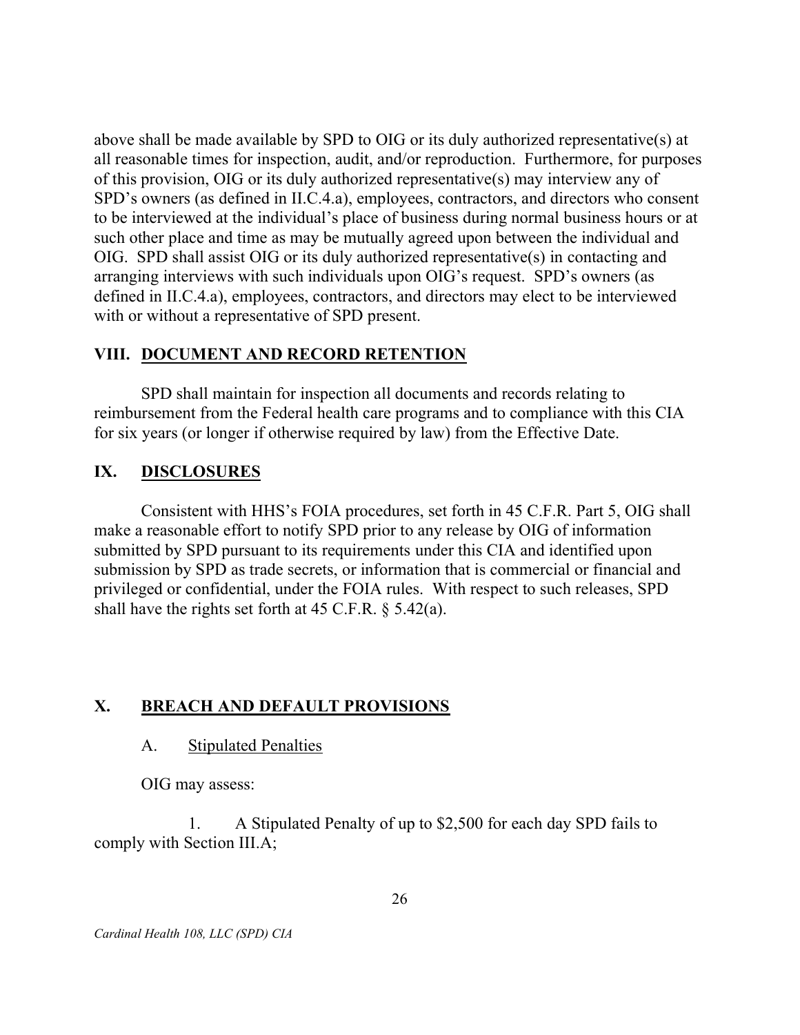above shall be made available by SPD to OIG or its duly authorized representative(s) at all reasonable times for inspection, audit, and/or reproduction. Furthermore, for purposes of this provision, OIG or its duly authorized representative(s) may interview any of SPD's owners (as defined in II.C.4.a), employees, contractors, and directors who consent to be interviewed at the individual's place of business during normal business hours or at such other place and time as may be mutually agreed upon between the individual and OIG. SPD shall assist OIG or its duly authorized representative(s) in contacting and arranging interviews with such individuals upon OIG's request. SPD's owners (as defined in II.C.4.a), employees, contractors, and directors may elect to be interviewed with or without a representative of SPD present.

## VIII. DOCUMENT AND RECORD RETENTION

SPD shall maintain for inspection all documents and records relating to reimbursement from the Federal health care programs and to compliance with this CIA for six years (or longer if otherwise required by law) from the Effective Date.

## IX. DISCLOSURES

Consistent with HHS's FOIA procedures, set forth in 45 C.F.R. Part 5, OIG shall make a reasonable effort to notify SPD prior to any release by OIG of information submitted by SPD pursuant to its requirements under this CIA and identified upon submission by SPD as trade secrets, or information that is commercial or financial and privileged or confidential, under the FOIA rules. With respect to such releases, SPD shall have the rights set forth at 45 C.F.R. § 5.42(a).

## X. BREACH AND DEFAULT PROVISIONS

### A. Stipulated Penalties

OIG may assess:

1. A Stipulated Penalty of up to $2,500 for each day SPD fails to comply with Section III.A;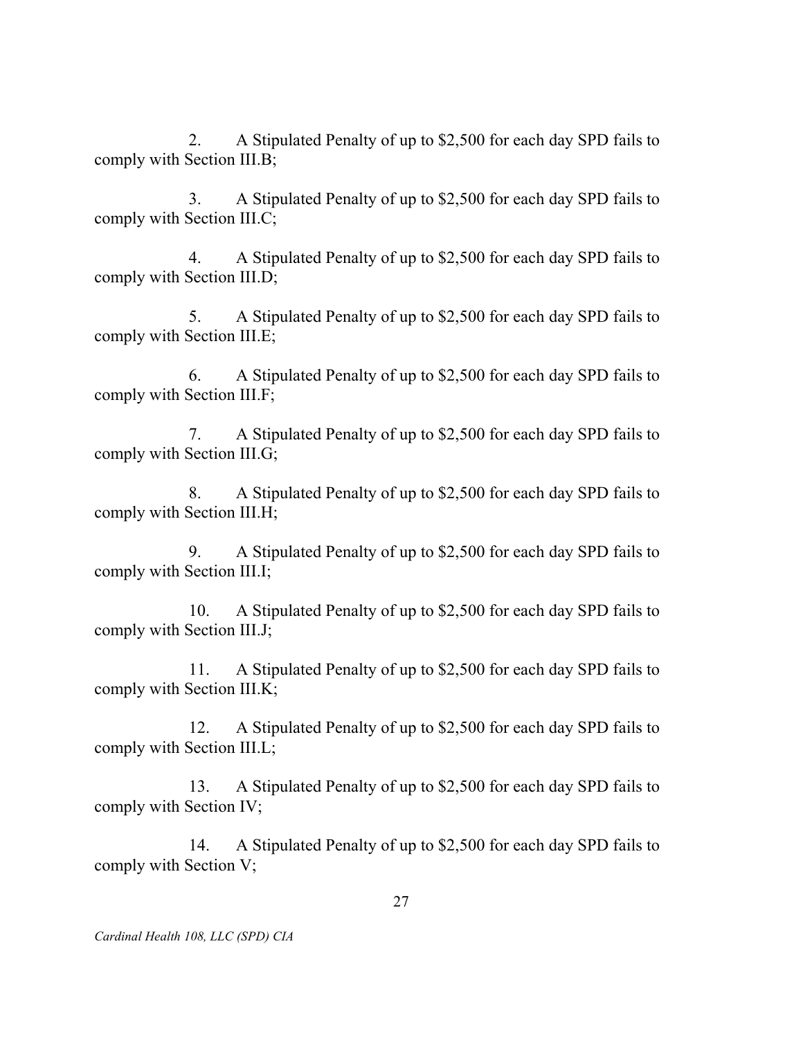2. A Stipulated Penalty of up to $2,500 for each day SPD fails to comply with Section III.B;

3. A Stipulated Penalty of up to $2,500 for each day SPD fails to comply with Section III.C;

4. A Stipulated Penalty of up to $2,500 for each day SPD fails to comply with Section III.D;

5. A Stipulated Penalty of up to $2,500 for each day SPD fails to comply with Section III.E;

6. A Stipulated Penalty of up to $2,500 for each day SPD fails to comply with Section III.F;

7. A Stipulated Penalty of up to $2,500 for each day SPD fails to comply with Section III.G;

8. A Stipulated Penalty of up to $2,500 for each day SPD fails to comply with Section III.H;

9. A Stipulated Penalty of up to $2,500 for each day SPD fails to comply with Section III.I;

10. A Stipulated Penalty of up to $2,500 for each day SPD fails to comply with Section III.J;

11. A Stipulated Penalty of up to $2,500 for each day SPD fails to comply with Section III.K;

12. A Stipulated Penalty of up to $2,500 for each day SPD fails to comply with Section III.L;

13. A Stipulated Penalty of up to $2,500 for each day SPD fails to comply with Section IV;

14. A Stipulated Penalty of up to $2,500 for each day SPD fails to comply with Section V;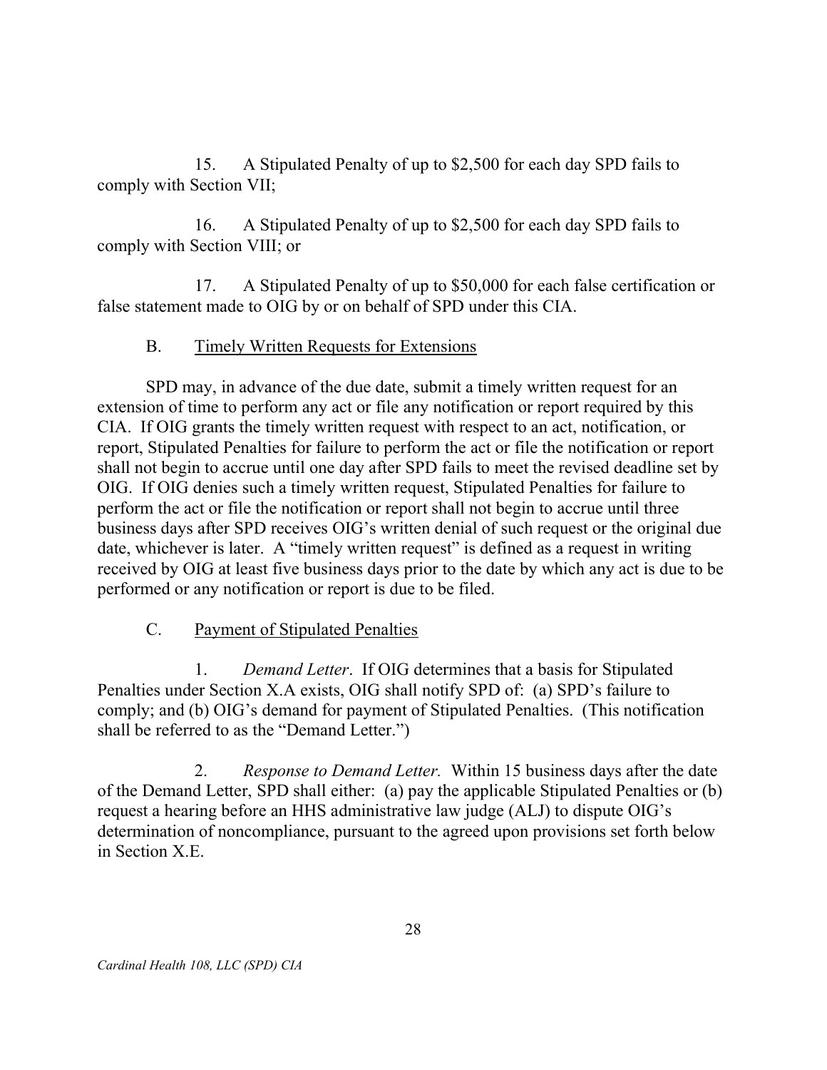15. A Stipulated Penalty of up to $2,500 for each day SPD fails to comply with Section VII;

16. A Stipulated Penalty of up to $2,500 for each day SPD fails to comply with Section VIII; or

17. A Stipulated Penalty of up to $50,000 for each false certification or false statement made to OIG by or on behalf of SPD under this CIA.

### B. Timely Written Requests for Extensions

SPD may, in advance of the due date, submit a timely written request for an extension of time to perform any act or file any notification or report required by this CIA. If OIG grants the timely written request with respect to an act, notification, or report, Stipulated Penalties for failure to perform the act or file the notification or report shall not begin to accrue until one day after SPD fails to meet the revised deadline set by OIG. If OIG denies such a timely written request, Stipulated Penalties for failure to perform the act or file the notification or report shall not begin to accrue until three business days after SPD receives OIG's written denial of such request or the original due date, whichever is later. A "timely written request" is defined as a request in writing received by OIG at least five business days prior to the date by which any act is due to be performed or any notification or report is due to be filed.

### C. Payment of Stipulated Penalties

1. *Demand Letter*. If OIG determines that a basis for Stipulated Penalties under Section X.A exists, OIG shall notify SPD of: (a) SPD's failure to comply; and (b) OIG's demand for payment of Stipulated Penalties. (This notification shall be referred to as the "Demand Letter.")

2. *Response to Demand Letter.* Within 15 business days after the date of the Demand Letter, SPD shall either: (a) pay the applicable Stipulated Penalties or (b) request a hearing before an HHS administrative law judge (ALJ) to dispute OIG's determination of noncompliance, pursuant to the agreed upon provisions set forth below in Section X.E.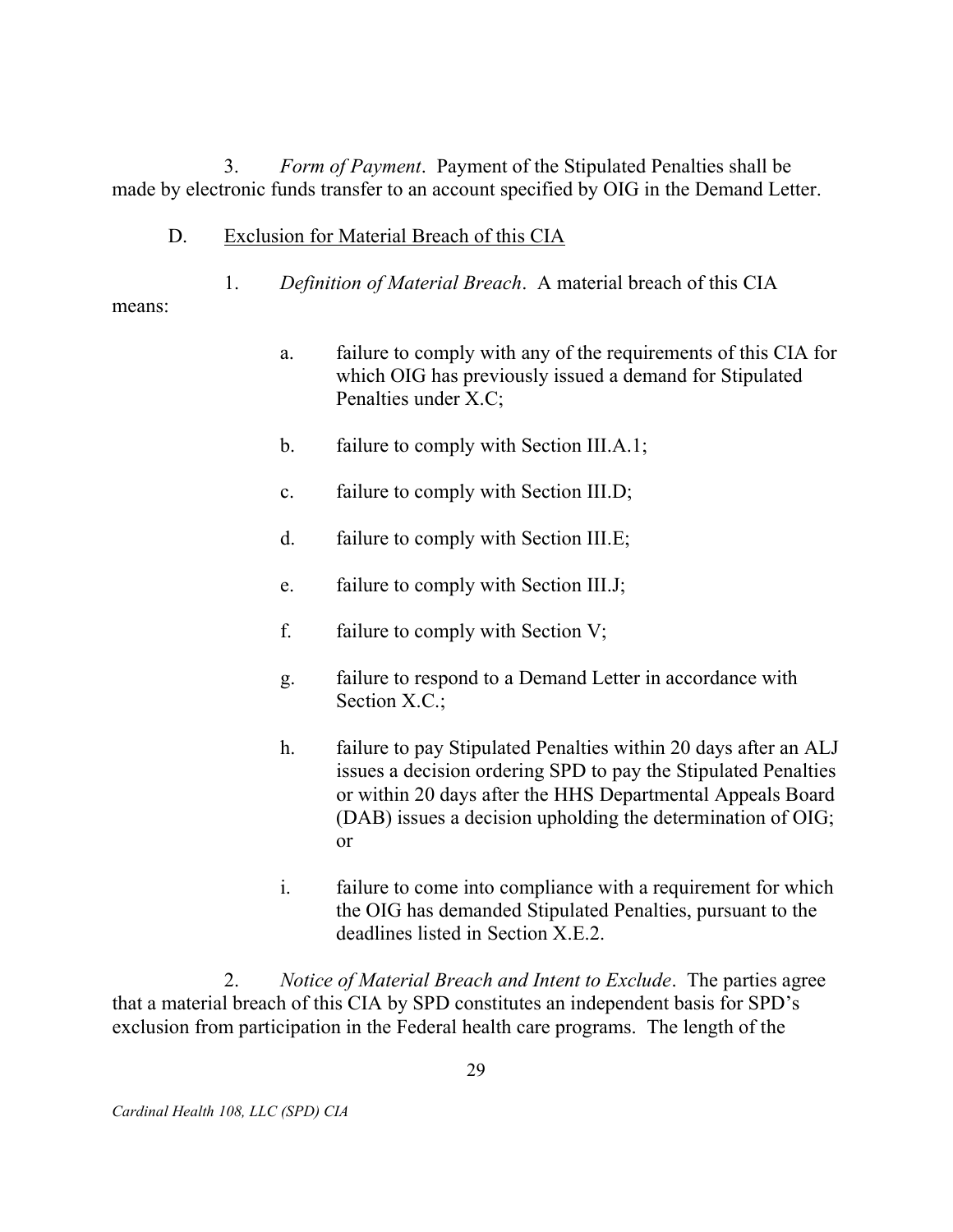3. *Form of Payment*. Payment of the Stipulated Penalties shall be made by electronic funds transfer to an account specified by OIG in the Demand Letter.

D. Exclusion for Material Breach of this CIA

1. *Definition of Material Breach*. A material breach of this CIA means:

a. failure to comply with any of the requirements of this CIA for which OIG has previously issued a demand for Stipulated Penalties under X.C;

b. failure to comply with Section III.A.1;

c. failure to comply with Section III.D;

d. failure to comply with Section III.E;

e. failure to comply with Section III.J;

f. failure to comply with Section V;

g. failure to respond to a Demand Letter in accordance with Section X.C.;

h. failure to pay Stipulated Penalties within 20 days after an ALJ issues a decision ordering SPD to pay the Stipulated Penalties or within 20 days after the HHS Departmental Appeals Board (DAB) issues a decision upholding the determination of OIG; or

i. failure to come into compliance with a requirement for which the OIG has demanded Stipulated Penalties, pursuant to the deadlines listed in Section X.E.2.

2. *Notice of Material Breach and Intent to Exclude*. The parties agree that a material breach of this CIA by SPD constitutes an independent basis for SPD's exclusion from participation in the Federal health care programs. The length of the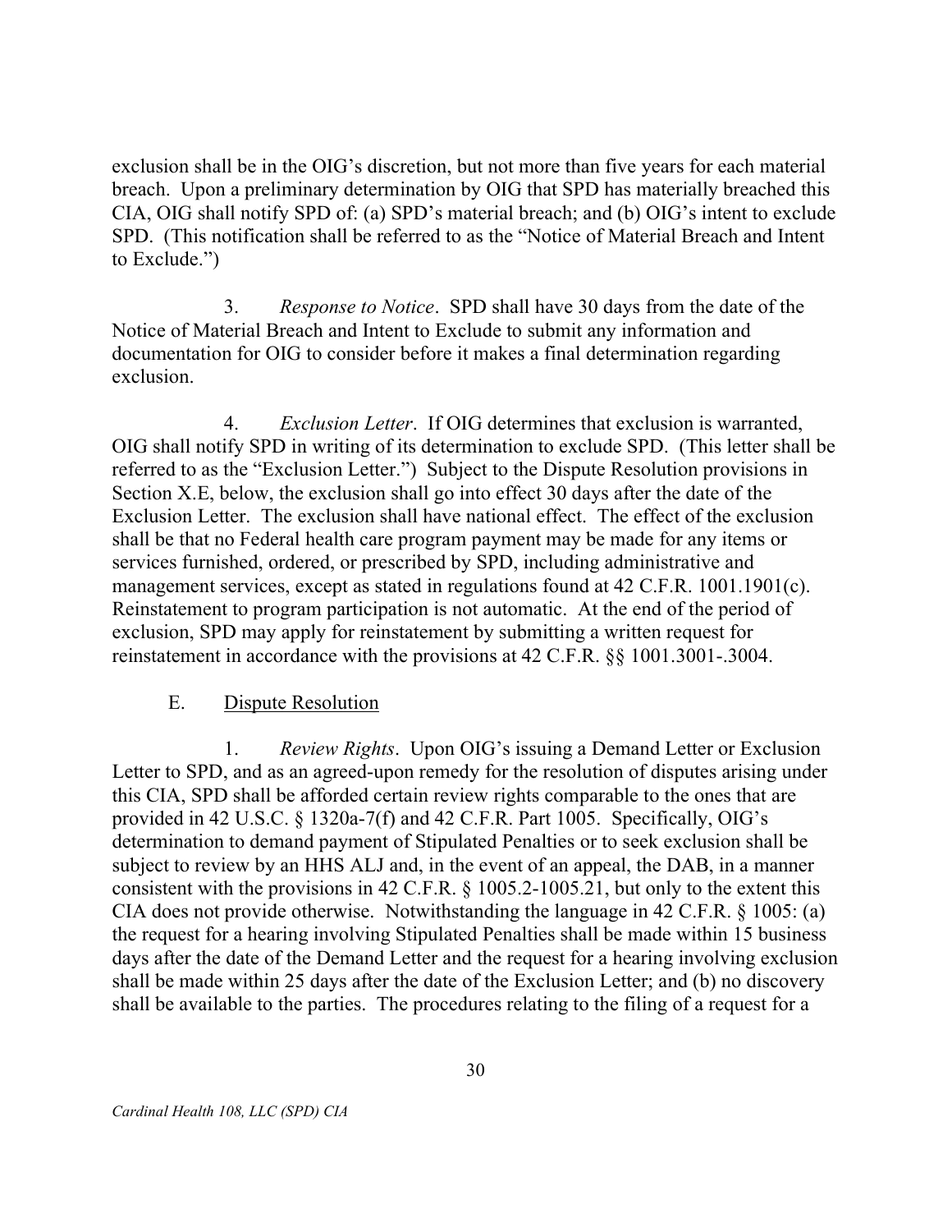exclusion shall be in the OIG's discretion, but not more than five years for each material breach. Upon a preliminary determination by OIG that SPD has materially breached this CIA, OIG shall notify SPD of: (a) SPD's material breach; and (b) OIG's intent to exclude SPD. (This notification shall be referred to as the "Notice of Material Breach and Intent to Exclude.")

3. *Response to Notice*. SPD shall have 30 days from the date of the Notice of Material Breach and Intent to Exclude to submit any information and documentation for OIG to consider before it makes a final determination regarding exclusion.

4. *Exclusion Letter*. If OIG determines that exclusion is warranted, OIG shall notify SPD in writing of its determination to exclude SPD. (This letter shall be referred to as the "Exclusion Letter.") Subject to the Dispute Resolution provisions in Section X.E, below, the exclusion shall go into effect 30 days after the date of the Exclusion Letter. The exclusion shall have national effect. The effect of the exclusion shall be that no Federal health care program payment may be made for any items or services furnished, ordered, or prescribed by SPD, including administrative and management services, except as stated in regulations found at 42 C.F.R. 1001.1901(c). Reinstatement to program participation is not automatic. At the end of the period of exclusion, SPD may apply for reinstatement by submitting a written request for reinstatement in accordance with the provisions at 42 C.F.R. §§ 1001.3001-.3004.

E. <u>Dispute Resolution</u>

1. *Review Rights*. Upon OIG's issuing a Demand Letter or Exclusion Letter to SPD, and as an agreed-upon remedy for the resolution of disputes arising under this CIA, SPD shall be afforded certain review rights comparable to the ones that are provided in 42 U.S.C. § 1320a-7(f) and 42 C.F.R. Part 1005. Specifically, OIG's determination to demand payment of Stipulated Penalties or to seek exclusion shall be subject to review by an HHS ALJ and, in the event of an appeal, the DAB, in a manner consistent with the provisions in 42 C.F.R. § 1005.2-1005.21, but only to the extent this CIA does not provide otherwise. Notwithstanding the language in 42 C.F.R. § 1005: (a) the request for a hearing involving Stipulated Penalties shall be made within 15 business days after the date of the Demand Letter and the request for a hearing involving exclusion shall be made within 25 days after the date of the Exclusion Letter; and (b) no discovery shall be available to the parties. The procedures relating to the filing of a request for a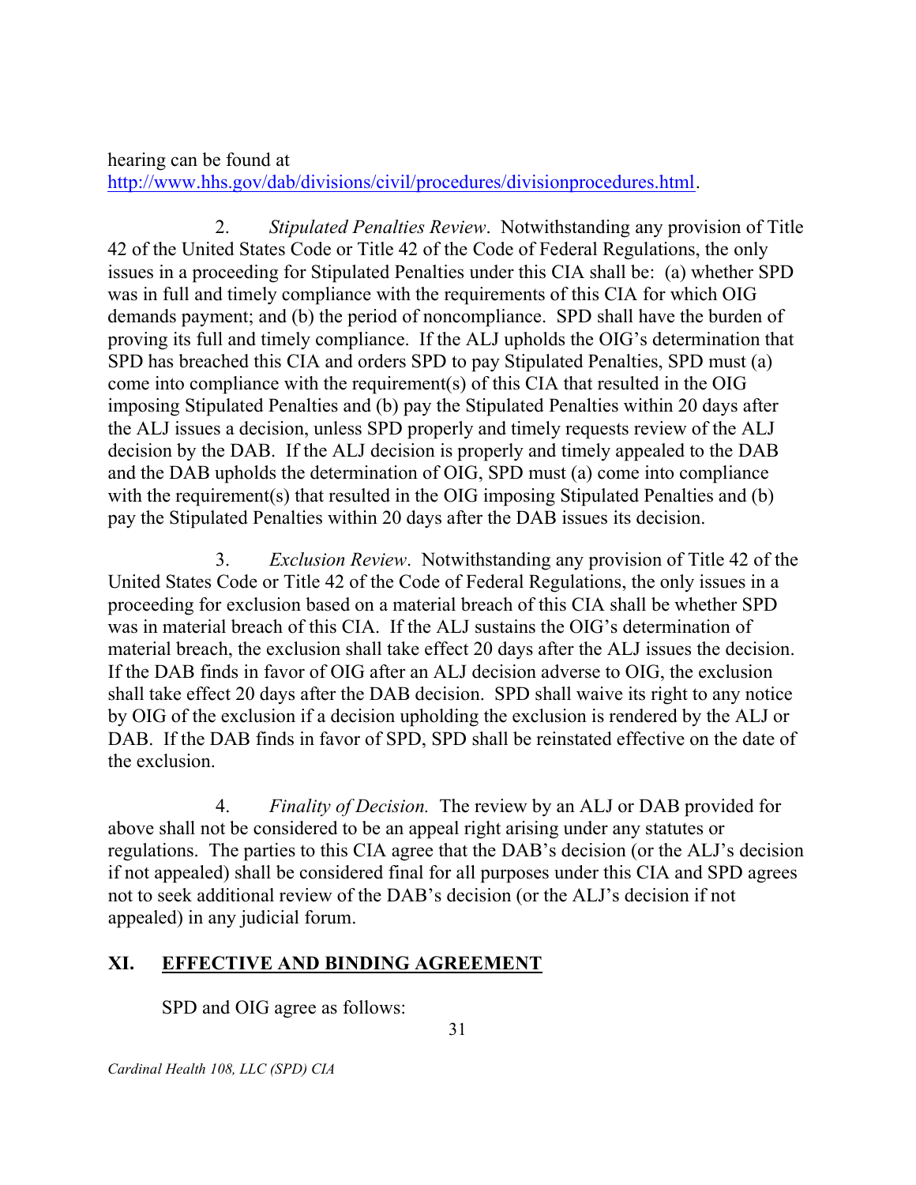hearing can be found at http://www.hhs.gov/dab/divisions/civil/procedures/divisionprocedures.html.

2. *Stipulated Penalties Review*. Notwithstanding any provision of Title 42 of the United States Code or Title 42 of the Code of Federal Regulations, the only issues in a proceeding for Stipulated Penalties under this CIA shall be: (a) whether SPD was in full and timely compliance with the requirements of this CIA for which OIG demands payment; and (b) the period of noncompliance. SPD shall have the burden of proving its full and timely compliance. If the ALJ upholds the OIG's determination that SPD has breached this CIA and orders SPD to pay Stipulated Penalties, SPD must (a) come into compliance with the requirement(s) of this CIA that resulted in the OIG imposing Stipulated Penalties and (b) pay the Stipulated Penalties within 20 days after the ALJ issues a decision, unless SPD properly and timely requests review of the ALJ decision by the DAB. If the ALJ decision is properly and timely appealed to the DAB and the DAB upholds the determination of OIG, SPD must (a) come into compliance with the requirement(s) that resulted in the OIG imposing Stipulated Penalties and (b) pay the Stipulated Penalties within 20 days after the DAB issues its decision.

3. *Exclusion Review*. Notwithstanding any provision of Title 42 of the United States Code or Title 42 of the Code of Federal Regulations, the only issues in a proceeding for exclusion based on a material breach of this CIA shall be whether SPD was in material breach of this CIA. If the ALJ sustains the OIG's determination of material breach, the exclusion shall take effect 20 days after the ALJ issues the decision. If the DAB finds in favor of OIG after an ALJ decision adverse to OIG, the exclusion shall take effect 20 days after the DAB decision. SPD shall waive its right to any notice by OIG of the exclusion if a decision upholding the exclusion is rendered by the ALJ or DAB. If the DAB finds in favor of SPD, SPD shall be reinstated effective on the date of the exclusion.

4. *Finality of Decision.* The review by an ALJ or DAB provided for above shall not be considered to be an appeal right arising under any statutes or regulations. The parties to this CIA agree that the DAB's decision (or the ALJ's decision if not appealed) shall be considered final for all purposes under this CIA and SPD agrees not to seek additional review of the DAB's decision (or the ALJ's decision if not appealed) in any judicial forum.

## XI. EFFECTIVE AND BINDING AGREEMENT

SPD and OIG agree as follows: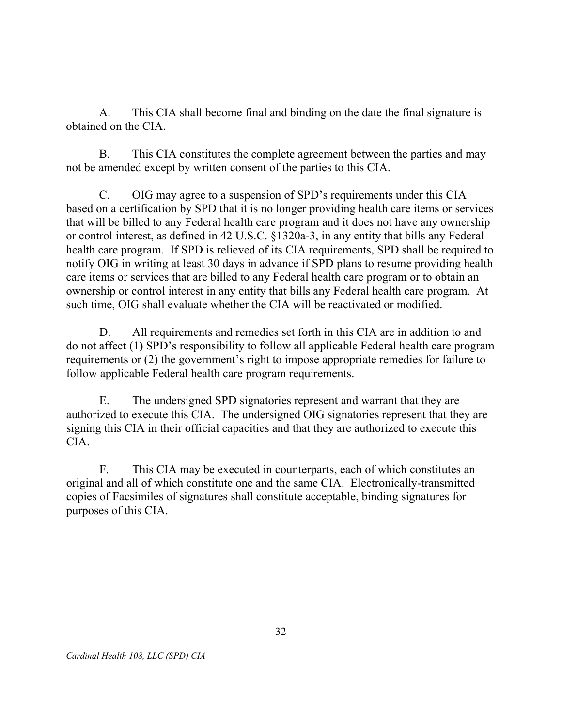A. This CIA shall become final and binding on the date the final signature is obtained on the CIA.

B. This CIA constitutes the complete agreement between the parties and may not be amended except by written consent of the parties to this CIA.

C. OIG may agree to a suspension of SPD's requirements under this CIA based on a certification by SPD that it is no longer providing health care items or services that will be billed to any Federal health care program and it does not have any ownership or control interest, as defined in 42 U.S.C. §1320a-3, in any entity that bills any Federal health care program. If SPD is relieved of its CIA requirements, SPD shall be required to notify OIG in writing at least 30 days in advance if SPD plans to resume providing health care items or services that are billed to any Federal health care program or to obtain an ownership or control interest in any entity that bills any Federal health care program. At such time, OIG shall evaluate whether the CIA will be reactivated or modified.

D. All requirements and remedies set forth in this CIA are in addition to and do not affect (1) SPD's responsibility to follow all applicable Federal health care program requirements or (2) the government's right to impose appropriate remedies for failure to follow applicable Federal health care program requirements.

E. The undersigned SPD signatories represent and warrant that they are authorized to execute this CIA. The undersigned OIG signatories represent that they are signing this CIA in their official capacities and that they are authorized to execute this CIA.

F. This CIA may be executed in counterparts, each of which constitutes an original and all of which constitute one and the same CIA. Electronically-transmitted copies of Facsimiles of signatures shall constitute acceptable, binding signatures for purposes of this CIA.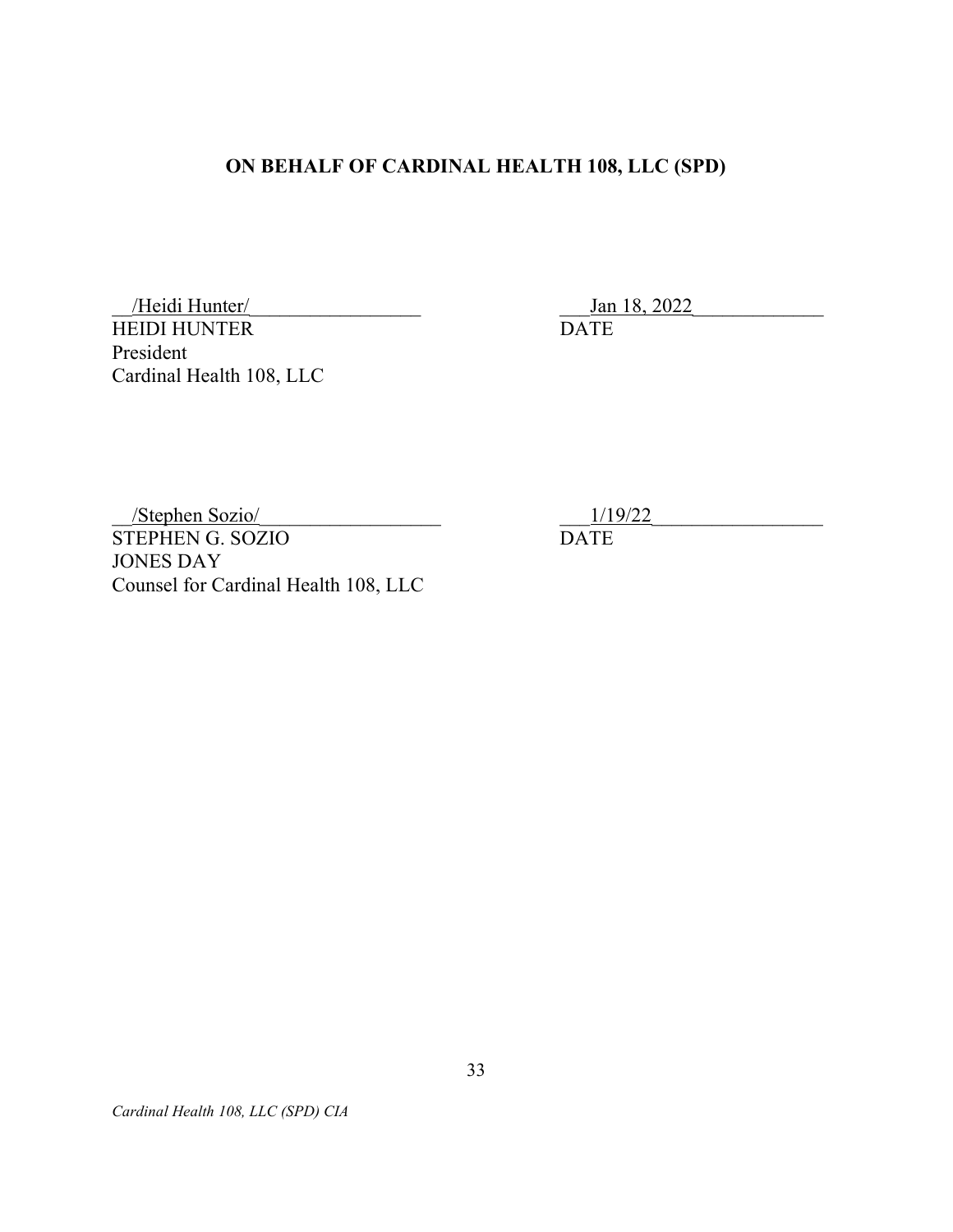**ON BEHALF OF CARDINAL HEALTH 108, LLC (SPD)**

__/Heidi Hunter/_________________ ___Jan 18, 2022_____________

HEIDI HUNTER DATE

President

Cardinal Health 108, LLC

__/Stephen Sozio/__________________ ___1/19/22_________________

STEPHEN G. SOZIO DATE

JONES DAY

Counsel for Cardinal Health 108, LLC

*Cardinal Health 108, LLC (SPD) CIA*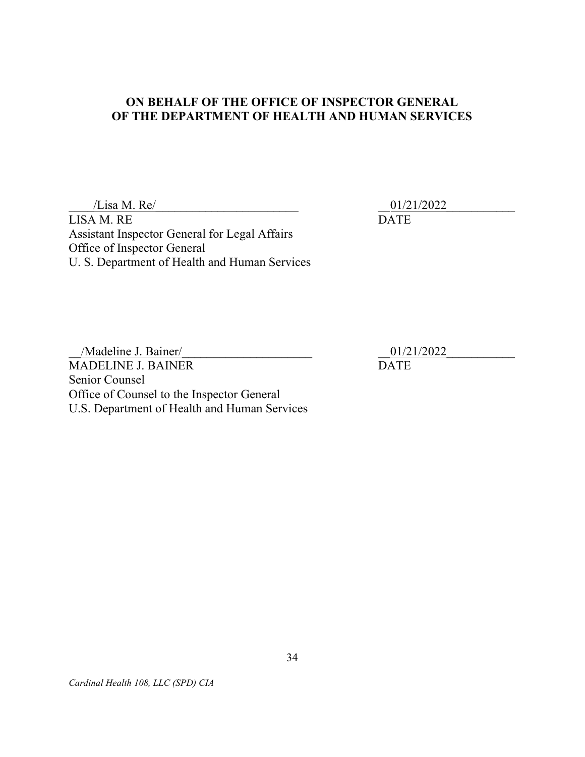**ON BEHALF OF THE OFFICE OF INSPECTOR GENERAL OF THE DEPARTMENT OF HEALTH AND HUMAN SERVICES**

/Lisa M. Re/ 01/21/2022

LISA M. RE DATE

Assistant Inspector General for Legal Affairs
Office of Inspector General
U. S. Department of Health and Human Services

/Madeline J. Bainer/ 01/21/2022

MADELINE J. BAINER DATE

Senior Counsel
Office of Counsel to the Inspector General
U.S. Department of Health and Human Services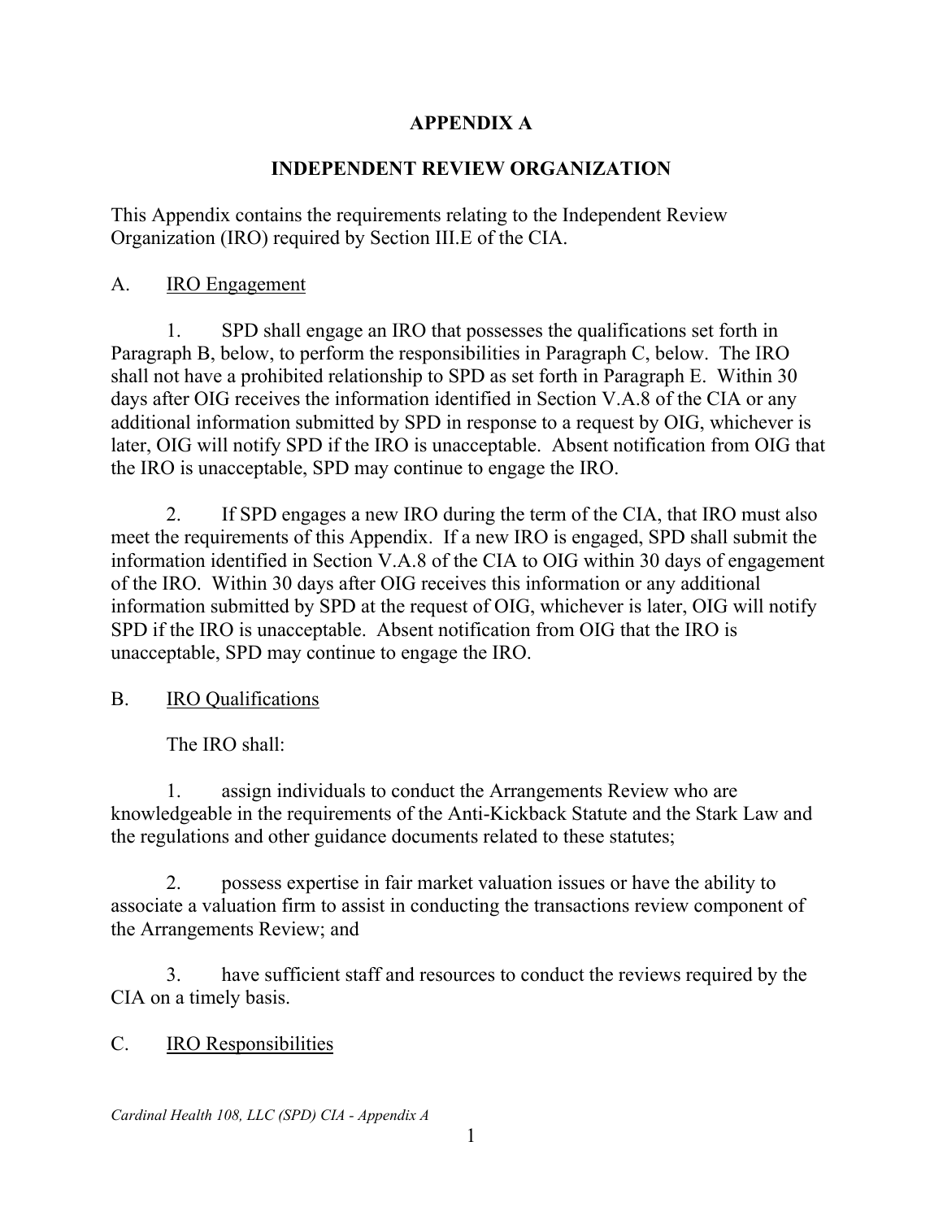# APPENDIX A

## INDEPENDENT REVIEW ORGANIZATION

This Appendix contains the requirements relating to the Independent Review Organization (IRO) required by Section III.E of the CIA.

A. <u>IRO Engagement</u>

1. SPD shall engage an IRO that possesses the qualifications set forth in Paragraph B, below, to perform the responsibilities in Paragraph C, below. The IRO shall not have a prohibited relationship to SPD as set forth in Paragraph E. Within 30 days after OIG receives the information identified in Section V.A.8 of the CIA or any additional information submitted by SPD in response to a request by OIG, whichever is later, OIG will notify SPD if the IRO is unacceptable. Absent notification from OIG that the IRO is unacceptable, SPD may continue to engage the IRO.

2. If SPD engages a new IRO during the term of the CIA, that IRO must also meet the requirements of this Appendix. If a new IRO is engaged, SPD shall submit the information identified in Section V.A.8 of the CIA to OIG within 30 days of engagement of the IRO. Within 30 days after OIG receives this information or any additional information submitted by SPD at the request of OIG, whichever is later, OIG will notify SPD if the IRO is unacceptable. Absent notification from OIG that the IRO is unacceptable, SPD may continue to engage the IRO.

B. <u>IRO Qualifications</u>

The IRO shall:

1. assign individuals to conduct the Arrangements Review who are knowledgeable in the requirements of the Anti-Kickback Statute and the Stark Law and the regulations and other guidance documents related to these statutes;

2. possess expertise in fair market valuation issues or have the ability to associate a valuation firm to assist in conducting the transactions review component of the Arrangements Review; and

3. have sufficient staff and resources to conduct the reviews required by the CIA on a timely basis.

C. <u>IRO Responsibilities</u>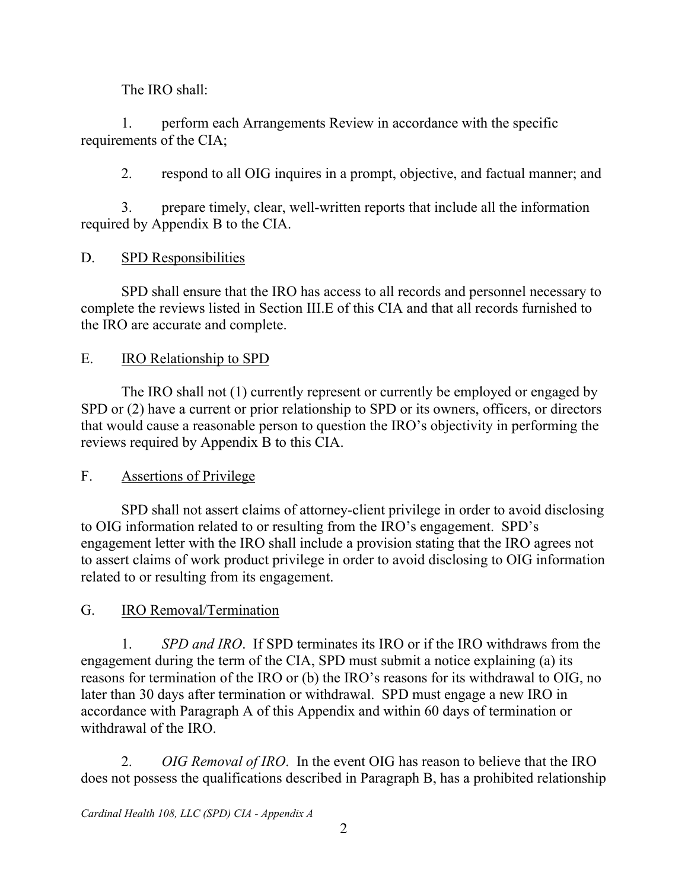The IRO shall:

1. perform each Arrangements Review in accordance with the specific requirements of the CIA;

2. respond to all OIG inquires in a prompt, objective, and factual manner; and

3. prepare timely, clear, well-written reports that include all the information required by Appendix B to the CIA.

D. <u>SPD Responsibilities</u>

SPD shall ensure that the IRO has access to all records and personnel necessary to complete the reviews listed in Section III.E of this CIA and that all records furnished to the IRO are accurate and complete.

E. <u>IRO Relationship to SPD</u>

The IRO shall not (1) currently represent or currently be employed or engaged by SPD or (2) have a current or prior relationship to SPD or its owners, officers, or directors that would cause a reasonable person to question the IRO's objectivity in performing the reviews required by Appendix B to this CIA.

F. <u>Assertions of Privilege</u>

SPD shall not assert claims of attorney-client privilege in order to avoid disclosing to OIG information related to or resulting from the IRO's engagement. SPD's engagement letter with the IRO shall include a provision stating that the IRO agrees not to assert claims of work product privilege in order to avoid disclosing to OIG information related to or resulting from its engagement.

G. <u>IRO Removal/Termination</u>

1. *SPD and IRO*. If SPD terminates its IRO or if the IRO withdraws from the engagement during the term of the CIA, SPD must submit a notice explaining (a) its reasons for termination of the IRO or (b) the IRO's reasons for its withdrawal to OIG, no later than 30 days after termination or withdrawal. SPD must engage a new IRO in accordance with Paragraph A of this Appendix and within 60 days of termination or withdrawal of the IRO.

2. *OIG Removal of IRO*. In the event OIG has reason to believe that the IRO does not possess the qualifications described in Paragraph B, has a prohibited relationship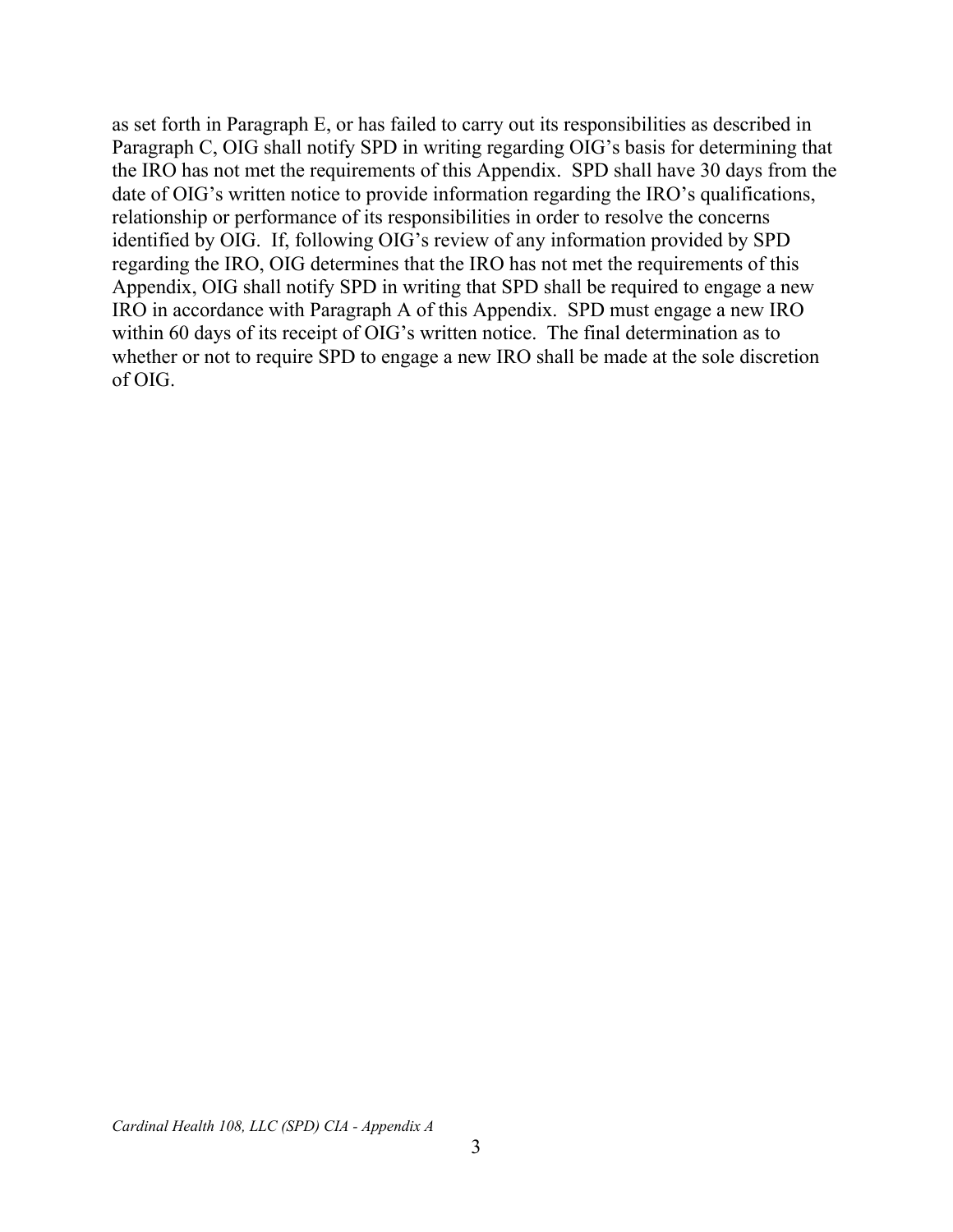as set forth in Paragraph E, or has failed to carry out its responsibilities as described in Paragraph C, OIG shall notify SPD in writing regarding OIG's basis for determining that the IRO has not met the requirements of this Appendix. SPD shall have 30 days from the date of OIG's written notice to provide information regarding the IRO's qualifications, relationship or performance of its responsibilities in order to resolve the concerns identified by OIG. If, following OIG's review of any information provided by SPD regarding the IRO, OIG determines that the IRO has not met the requirements of this Appendix, OIG shall notify SPD in writing that SPD shall be required to engage a new IRO in accordance with Paragraph A of this Appendix. SPD must engage a new IRO within 60 days of its receipt of OIG's written notice. The final determination as to whether or not to require SPD to engage a new IRO shall be made at the sole discretion of OIG.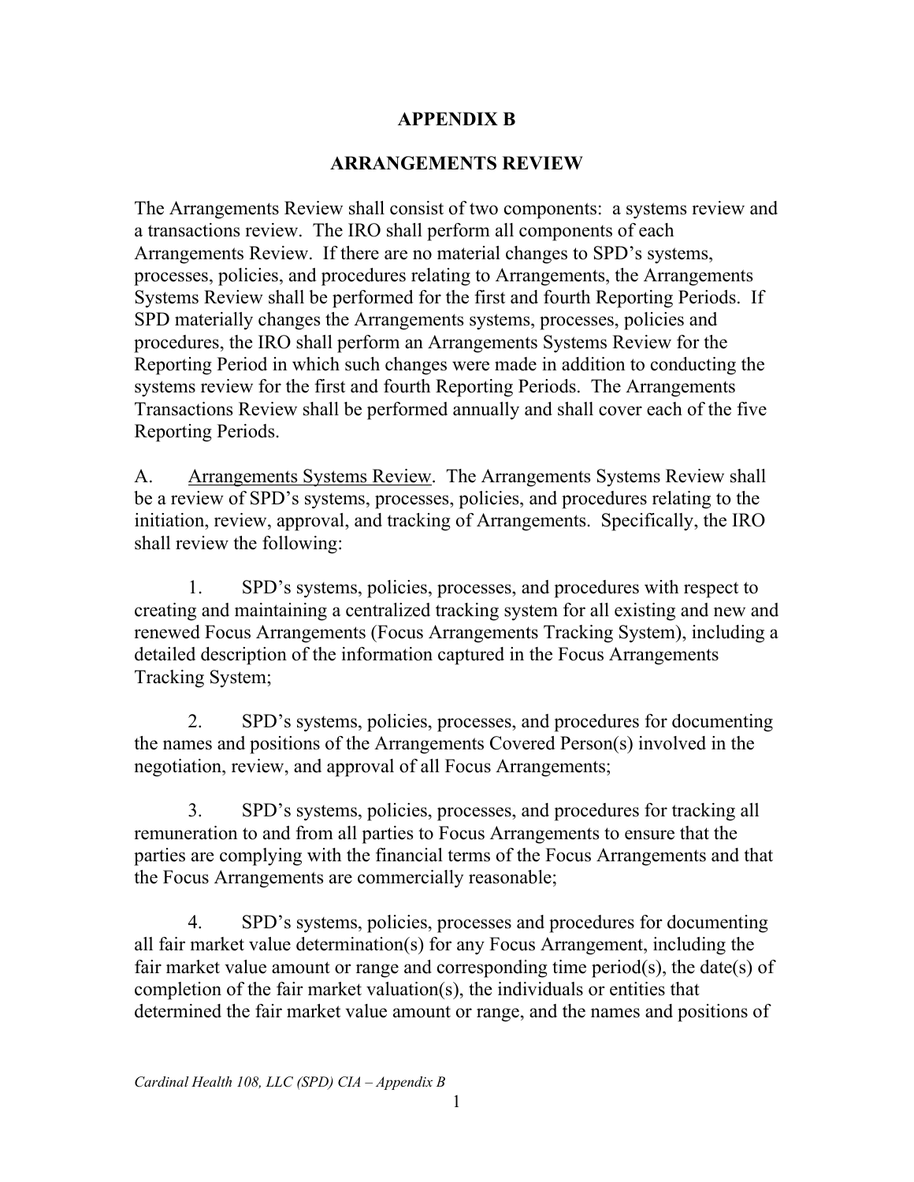# APPENDIX B

## ARRANGEMENTS REVIEW

The Arrangements Review shall consist of two components: a systems review and a transactions review. The IRO shall perform all components of each Arrangements Review. If there are no material changes to SPD's systems, processes, policies, and procedures relating to Arrangements, the Arrangements Systems Review shall be performed for the first and fourth Reporting Periods. If SPD materially changes the Arrangements systems, processes, policies and procedures, the IRO shall perform an Arrangements Systems Review for the Reporting Period in which such changes were made in addition to conducting the systems review for the first and fourth Reporting Periods. The Arrangements Transactions Review shall be performed annually and shall cover each of the five Reporting Periods.

A. Arrangements Systems Review. The Arrangements Systems Review shall be a review of SPD's systems, processes, policies, and procedures relating to the initiation, review, approval, and tracking of Arrangements. Specifically, the IRO shall review the following:

1. SPD's systems, policies, processes, and procedures with respect to creating and maintaining a centralized tracking system for all existing and new and renewed Focus Arrangements (Focus Arrangements Tracking System), including a detailed description of the information captured in the Focus Arrangements Tracking System;

2. SPD's systems, policies, processes, and procedures for documenting the names and positions of the Arrangements Covered Person(s) involved in the negotiation, review, and approval of all Focus Arrangements;

3. SPD's systems, policies, processes, and procedures for tracking all remuneration to and from all parties to Focus Arrangements to ensure that the parties are complying with the financial terms of the Focus Arrangements and that the Focus Arrangements are commercially reasonable;

4. SPD's systems, policies, processes and procedures for documenting all fair market value determination(s) for any Focus Arrangement, including the fair market value amount or range and corresponding time period(s), the date(s) of completion of the fair market valuation(s), the individuals or entities that determined the fair market value amount or range, and the names and positions of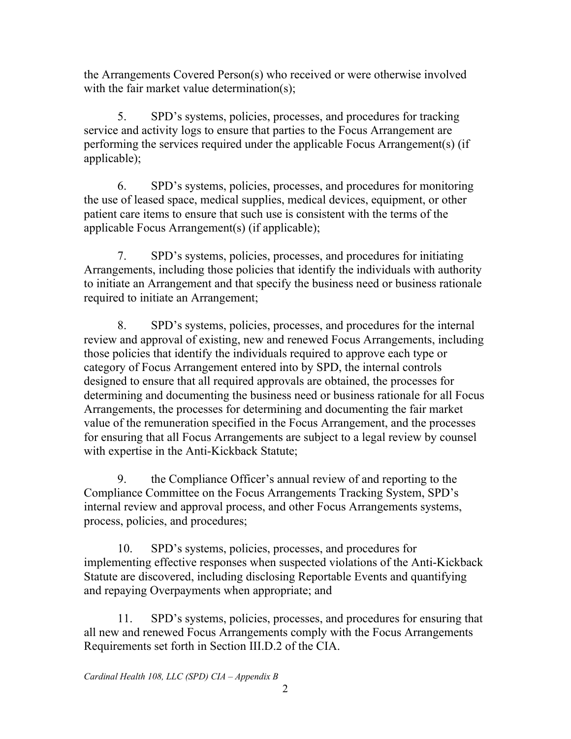the Arrangements Covered Person(s) who received or were otherwise involved with the fair market value determination(s);

5. SPD's systems, policies, processes, and procedures for tracking service and activity logs to ensure that parties to the Focus Arrangement are performing the services required under the applicable Focus Arrangement(s) (if applicable);

6. SPD's systems, policies, processes, and procedures for monitoring the use of leased space, medical supplies, medical devices, equipment, or other patient care items to ensure that such use is consistent with the terms of the applicable Focus Arrangement(s) (if applicable);

7. SPD's systems, policies, processes, and procedures for initiating Arrangements, including those policies that identify the individuals with authority to initiate an Arrangement and that specify the business need or business rationale required to initiate an Arrangement;

8. SPD's systems, policies, processes, and procedures for the internal review and approval of existing, new and renewed Focus Arrangements, including those policies that identify the individuals required to approve each type or category of Focus Arrangement entered into by SPD, the internal controls designed to ensure that all required approvals are obtained, the processes for determining and documenting the business need or business rationale for all Focus Arrangements, the processes for determining and documenting the fair market value of the remuneration specified in the Focus Arrangement, and the processes for ensuring that all Focus Arrangements are subject to a legal review by counsel with expertise in the Anti-Kickback Statute;

9. the Compliance Officer's annual review of and reporting to the Compliance Committee on the Focus Arrangements Tracking System, SPD's internal review and approval process, and other Focus Arrangements systems, process, policies, and procedures;

10. SPD's systems, policies, processes, and procedures for implementing effective responses when suspected violations of the Anti-Kickback Statute are discovered, including disclosing Reportable Events and quantifying and repaying Overpayments when appropriate; and

11. SPD's systems, policies, processes, and procedures for ensuring that all new and renewed Focus Arrangements comply with the Focus Arrangements Requirements set forth in Section III.D.2 of the CIA.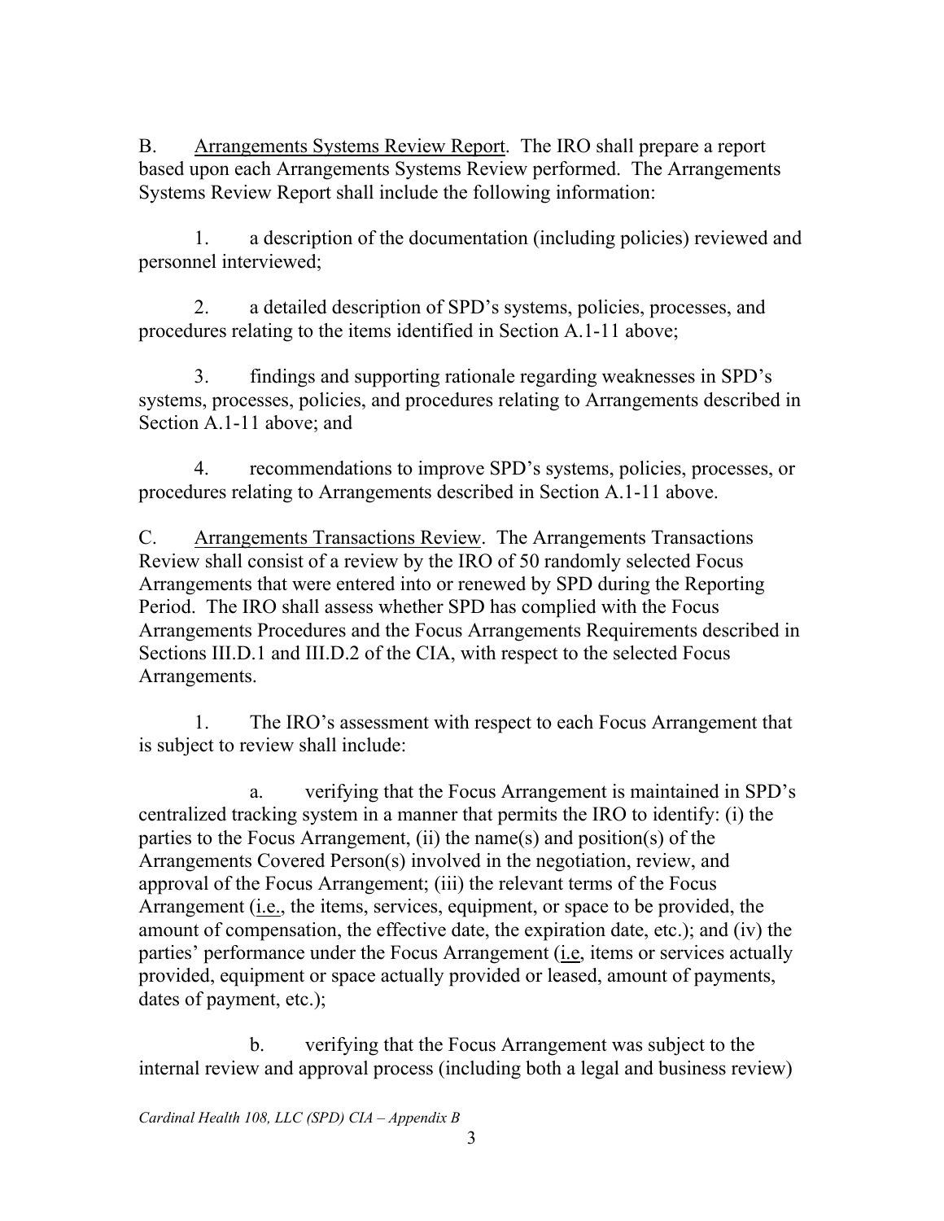B. Arrangements Systems Review Report. The IRO shall prepare a report based upon each Arrangements Systems Review performed. The Arrangements Systems Review Report shall include the following information:

1. a description of the documentation (including policies) reviewed and personnel interviewed;

2. a detailed description of SPD's systems, policies, processes, and procedures relating to the items identified in Section A.1-11 above;

3. findings and supporting rationale regarding weaknesses in SPD's systems, processes, policies, and procedures relating to Arrangements described in Section A.1-11 above; and

4. recommendations to improve SPD's systems, policies, processes, or procedures relating to Arrangements described in Section A.1-11 above.

C. Arrangements Transactions Review. The Arrangements Transactions Review shall consist of a review by the IRO of 50 randomly selected Focus Arrangements that were entered into or renewed by SPD during the Reporting Period. The IRO shall assess whether SPD has complied with the Focus Arrangements Procedures and the Focus Arrangements Requirements described in Sections III.D.1 and III.D.2 of the CIA, with respect to the selected Focus Arrangements.

1. The IRO's assessment with respect to each Focus Arrangement that is subject to review shall include:

a. verifying that the Focus Arrangement is maintained in SPD's centralized tracking system in a manner that permits the IRO to identify: (i) the parties to the Focus Arrangement, (ii) the name(s) and position(s) of the Arrangements Covered Person(s) involved in the negotiation, review, and approval of the Focus Arrangement; (iii) the relevant terms of the Focus Arrangement (i.e., the items, services, equipment, or space to be provided, the amount of compensation, the effective date, the expiration date, etc.); and (iv) the parties' performance under the Focus Arrangement (i.e, items or services actually provided, equipment or space actually provided or leased, amount of payments, dates of payment, etc.);

b. verifying that the Focus Arrangement was subject to the internal review and approval process (including both a legal and business review)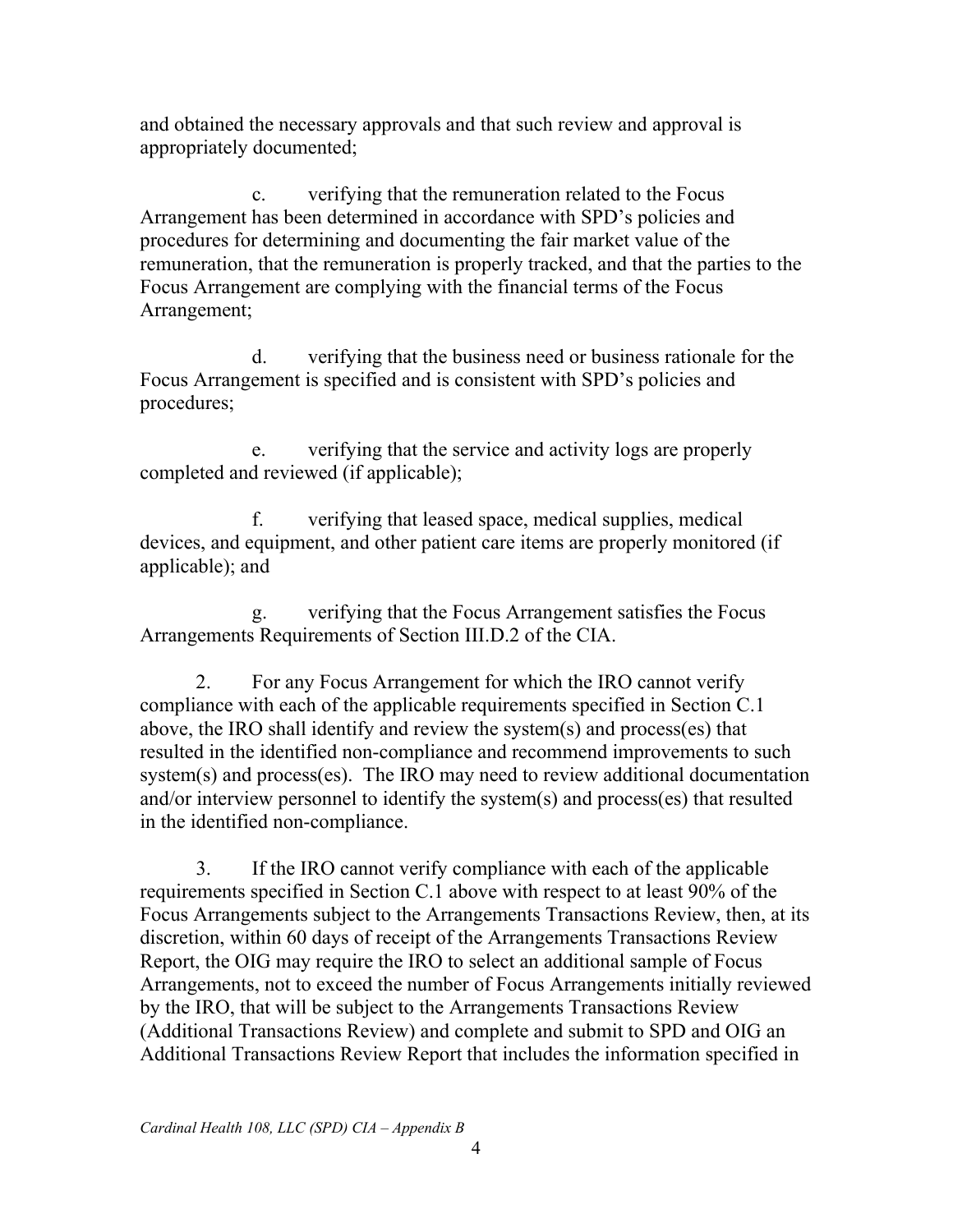and obtained the necessary approvals and that such review and approval is appropriately documented;

c. verifying that the remuneration related to the Focus Arrangement has been determined in accordance with SPD's policies and procedures for determining and documenting the fair market value of the remuneration, that the remuneration is properly tracked, and that the parties to the Focus Arrangement are complying with the financial terms of the Focus Arrangement;

d. verifying that the business need or business rationale for the Focus Arrangement is specified and is consistent with SPD's policies and procedures;

e. verifying that the service and activity logs are properly completed and reviewed (if applicable);

f. verifying that leased space, medical supplies, medical devices, and equipment, and other patient care items are properly monitored (if applicable); and

g. verifying that the Focus Arrangement satisfies the Focus Arrangements Requirements of Section III.D.2 of the CIA.

2. For any Focus Arrangement for which the IRO cannot verify compliance with each of the applicable requirements specified in Section C.1 above, the IRO shall identify and review the system(s) and process(es) that resulted in the identified non-compliance and recommend improvements to such system(s) and process(es). The IRO may need to review additional documentation and/or interview personnel to identify the system(s) and process(es) that resulted in the identified non-compliance.

3. If the IRO cannot verify compliance with each of the applicable requirements specified in Section C.1 above with respect to at least 90% of the Focus Arrangements subject to the Arrangements Transactions Review, then, at its discretion, within 60 days of receipt of the Arrangements Transactions Review Report, the OIG may require the IRO to select an additional sample of Focus Arrangements, not to exceed the number of Focus Arrangements initially reviewed by the IRO, that will be subject to the Arrangements Transactions Review (Additional Transactions Review) and complete and submit to SPD and OIG an Additional Transactions Review Report that includes the information specified in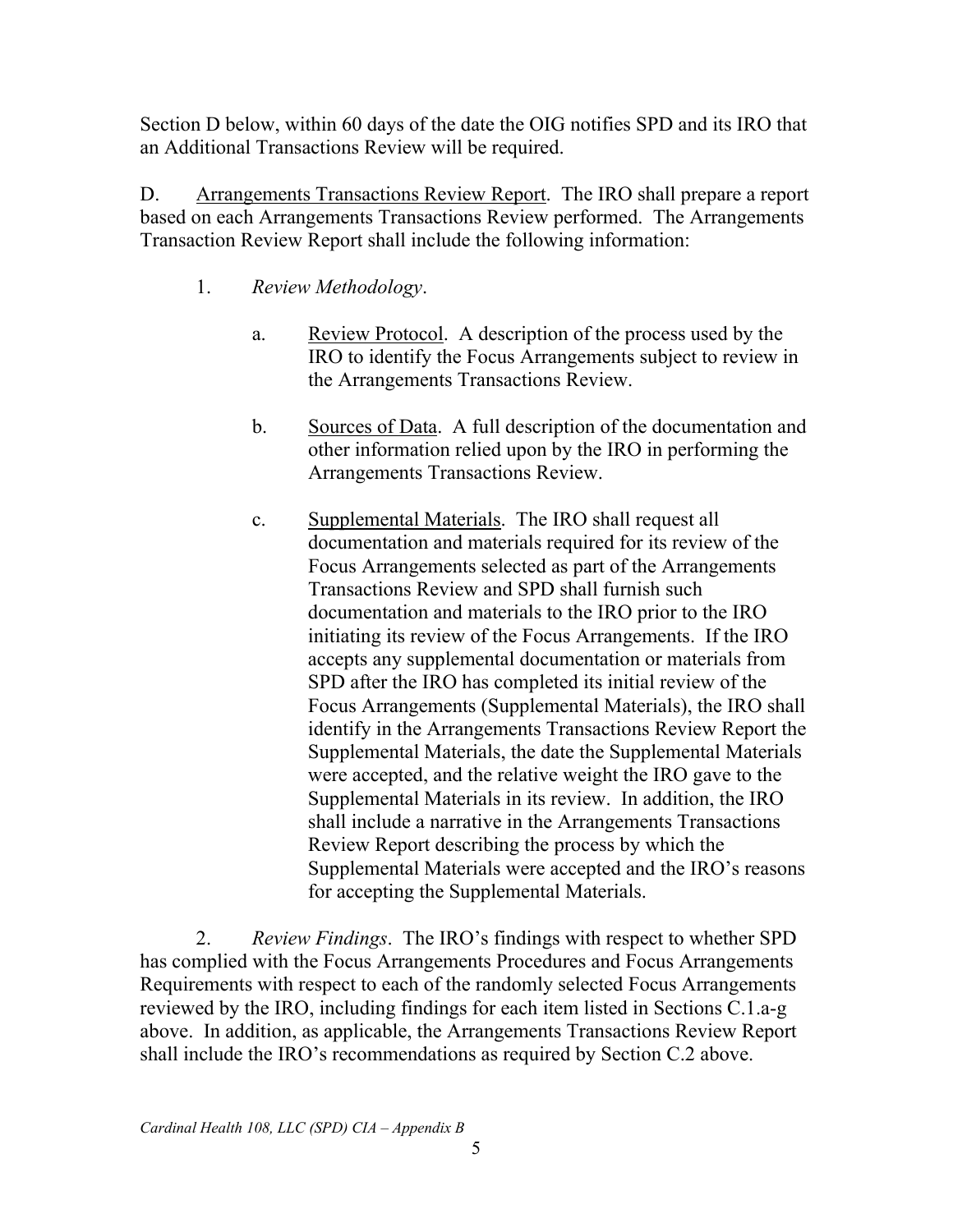Section D below, within 60 days of the date the OIG notifies SPD and its IRO that an Additional Transactions Review will be required.

D. Arrangements Transactions Review Report. The IRO shall prepare a report based on each Arrangements Transactions Review performed. The Arrangements Transaction Review Report shall include the following information:

1. *Review Methodology*.

   a. Review Protocol. A description of the process used by the IRO to identify the Focus Arrangements subject to review in the Arrangements Transactions Review.

   b. Sources of Data. A full description of the documentation and other information relied upon by the IRO in performing the Arrangements Transactions Review.

   c. Supplemental Materials. The IRO shall request all documentation and materials required for its review of the Focus Arrangements selected as part of the Arrangements Transactions Review and SPD shall furnish such documentation and materials to the IRO prior to the IRO initiating its review of the Focus Arrangements. If the IRO accepts any supplemental documentation or materials from SPD after the IRO has completed its initial review of the Focus Arrangements (Supplemental Materials), the IRO shall identify in the Arrangements Transactions Review Report the Supplemental Materials, the date the Supplemental Materials were accepted, and the relative weight the IRO gave to the Supplemental Materials in its review. In addition, the IRO shall include a narrative in the Arrangements Transactions Review Report describing the process by which the Supplemental Materials were accepted and the IRO's reasons for accepting the Supplemental Materials.

2. *Review Findings*. The IRO's findings with respect to whether SPD has complied with the Focus Arrangements Procedures and Focus Arrangements Requirements with respect to each of the randomly selected Focus Arrangements reviewed by the IRO, including findings for each item listed in Sections C.1.a-g above. In addition, as applicable, the Arrangements Transactions Review Report shall include the IRO's recommendations as required by Section C.2 above.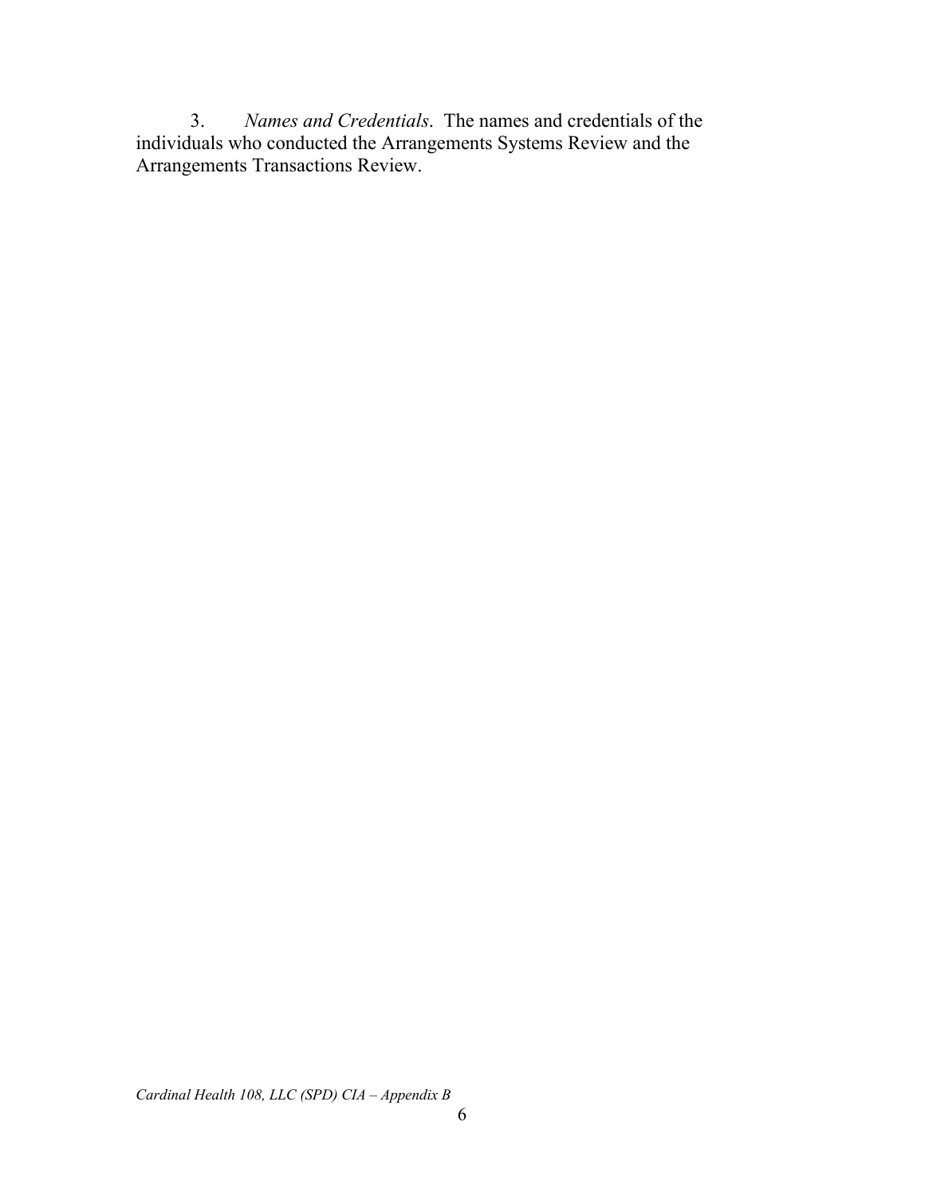3. *Names and Credentials*. The names and credentials of the individuals who conducted the Arrangements Systems Review and the Arrangements Transactions Review.